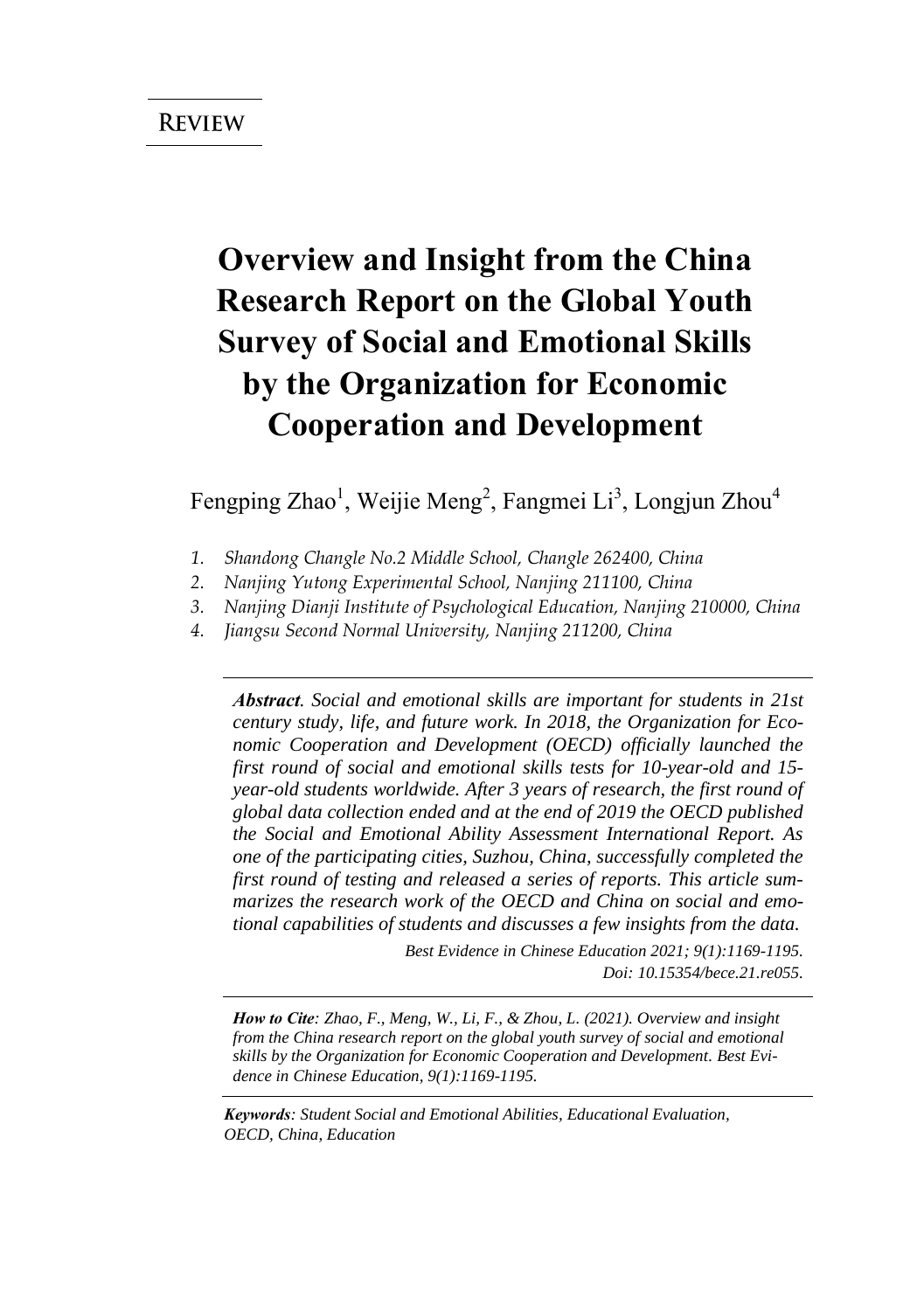**REVIEW**

# Overview and Insight from the China Research Report on the Global Youth Survey of Social and Emotional Skills by the Organization for Economic Cooperation and Development

Fengping Zhao[1], Weijie Meng[2], Fangmei Li[3], Longjun Zhou[4]

1. *Shandong Changle No.2 Middle School, Changle 262400, China*
2. *Nanjing Yutong Experimental School, Nanjing 211100, China*
3. *Nanjing Dianji Institute of Psychological Education, Nanjing 210000, China*
4. *Jiangsu Second Normal University, Nanjing 211200, China*

***Abstract**. Social and emotional skills are important for students in 21st century study, life, and future work. In 2018, the Organization for Economic Cooperation and Development (OECD) officially launched the first round of social and emotional skills tests for 10-year-old and 15-year-old students worldwide. After 3 years of research, the first round of global data collection ended and at the end of 2019 the OECD published the Social and Emotional Ability Assessment International Report. As one of the participating cities, Suzhou, China, successfully completed the first round of testing and released a series of reports. This article summarizes the research work of the OECD and China on social and emotional capabilities of students and discusses a few insights from the data.*

*Best Evidence in Chinese Education 2021; 9(1):1169-1195.*
*Doi: 10.15354/bece.21.re055.*

***How to Cite**: Zhao, F., Meng, W., Li, F., & Zhou, L. (2021). Overview and insight from the China research report on the global youth survey of social and emotional skills by the Organization for Economic Cooperation and Development. Best Evidence in Chinese Education, 9(1):1169-1195.*

***Keywords**: Student Social and Emotional Abilities, Educational Evaluation, OECD, China, Education*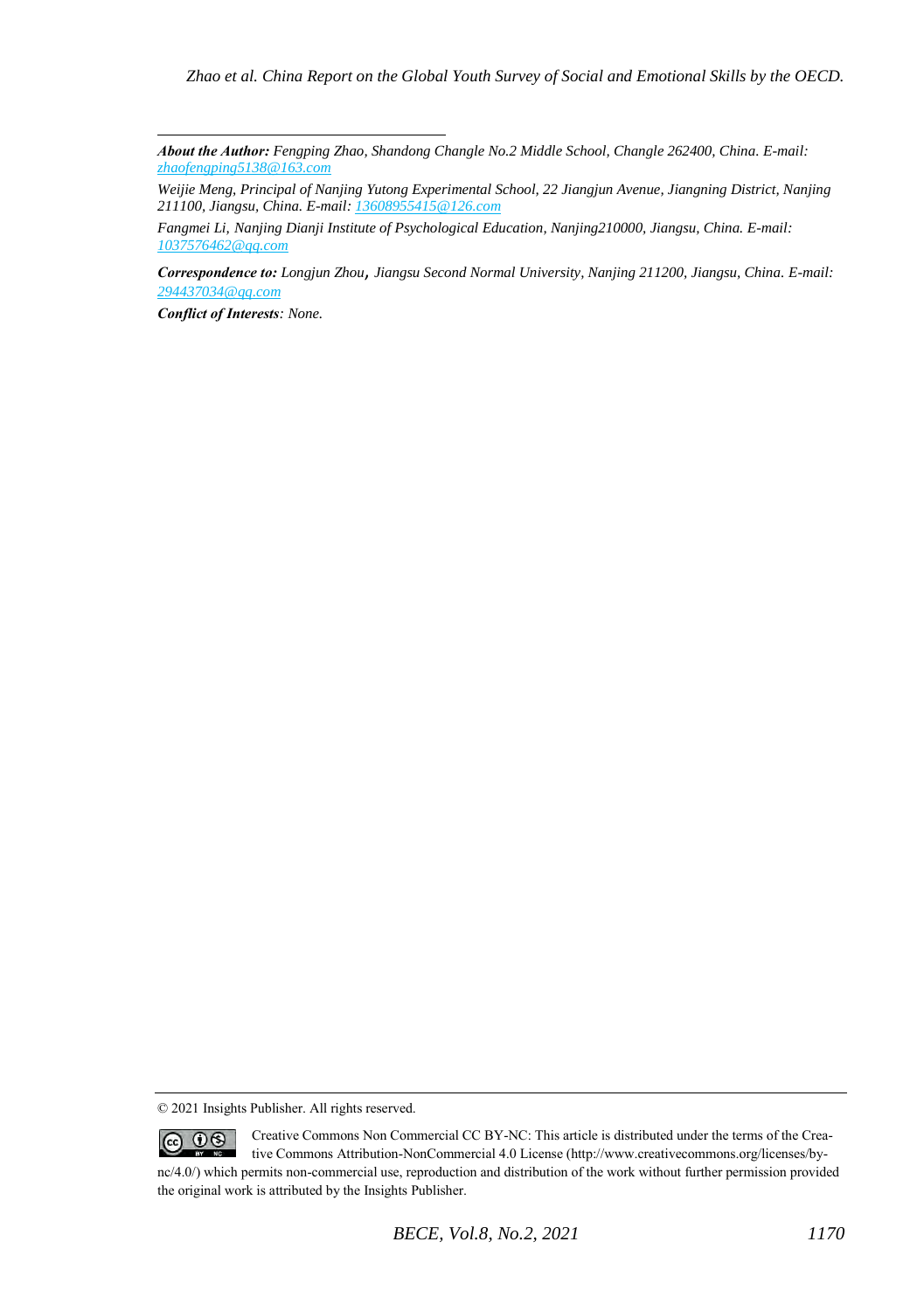***About the Author:*** *Fengping Zhao, Shandong Changle No.2 Middle School, Changle 262400, China. E-mail: zhaofengping5138@163.com*

*Weijie Meng, Principal of Nanjing Yutong Experimental School, 22 Jiangjun Avenue, Jiangning District, Nanjing 211100, Jiangsu, China. E-mail: 13608955415@126.com*

*Fangmei Li, Nanjing Dianji Institute of Psychological Education, Nanjing210000, Jiangsu, China. E-mail: 1037576462@qq.com*

***Correspondence to:*** *Longjun Zhou, Jiangsu Second Normal University, Nanjing 211200, Jiangsu, China. E-mail: 294437034@qq.com*

***Conflict of Interests****: None.*

© 2021 Insights Publisher. All rights reserved.

Creative Commons Non Commercial CC BY-NC: This article is distributed under the terms of the Creative Commons Attribution-NonCommercial 4.0 License (http://www.creativecommons.org/licenses/by-nc/4.0/) which permits non-commercial use, reproduction and distribution of the work without further permission provided the original work is attributed by the Insights Publisher.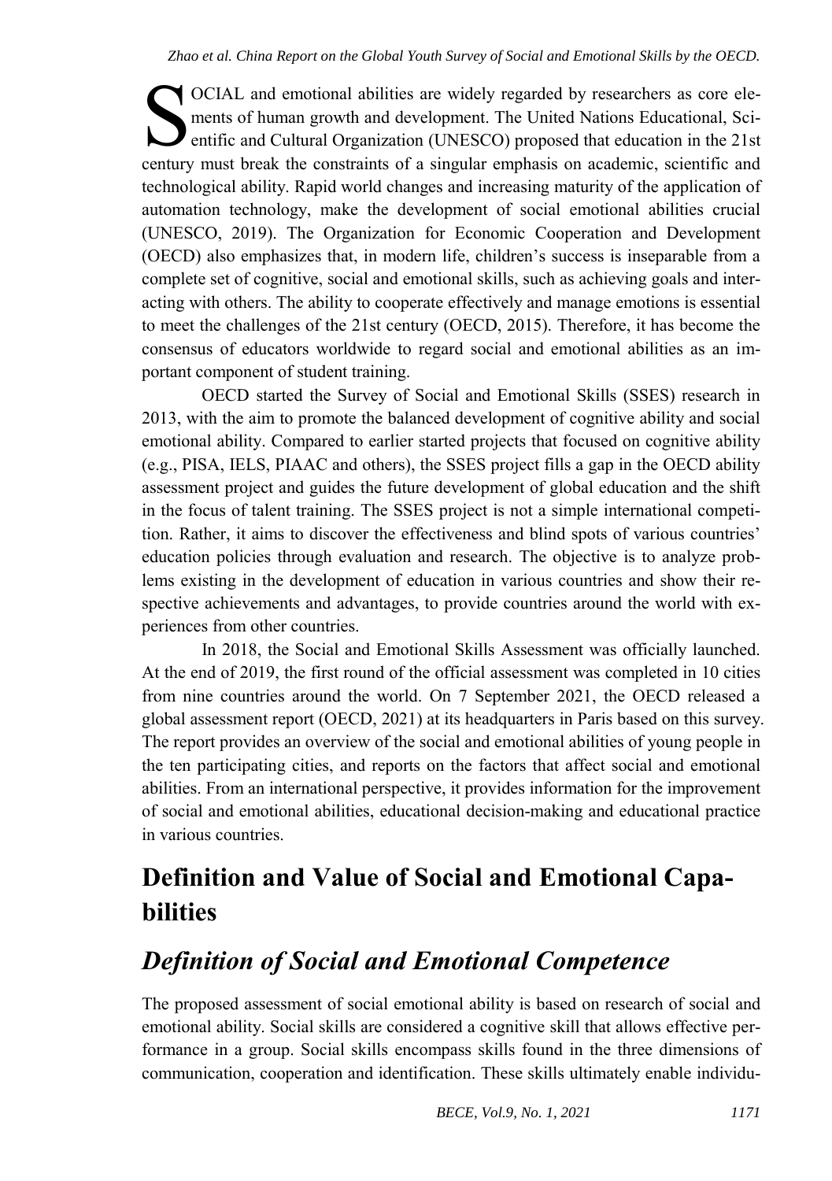SOCIAL and emotional abilities are widely regarded by researchers as core elements of human growth and development. The United Nations Educational, Scientific and Cultural Organization (UNESCO) proposed that education in the 21st century must break the constraints of a singular emphasis on academic, scientific and technological ability. Rapid world changes and increasing maturity of the application of automation technology, make the development of social emotional abilities crucial (UNESCO, 2019). The Organization for Economic Cooperation and Development (OECD) also emphasizes that, in modern life, children's success is inseparable from a complete set of cognitive, social and emotional skills, such as achieving goals and interacting with others. The ability to cooperate effectively and manage emotions is essential to meet the challenges of the 21st century (OECD, 2015). Therefore, it has become the consensus of educators worldwide to regard social and emotional abilities as an important component of student training.

OECD started the Survey of Social and Emotional Skills (SSES) research in 2013, with the aim to promote the balanced development of cognitive ability and social emotional ability. Compared to earlier started projects that focused on cognitive ability (e.g., PISA, IELS, PIAAC and others), the SSES project fills a gap in the OECD ability assessment project and guides the future development of global education and the shift in the focus of talent training. The SSES project is not a simple international competition. Rather, it aims to discover the effectiveness and blind spots of various countries' education policies through evaluation and research. The objective is to analyze problems existing in the development of education in various countries and show their respective achievements and advantages, to provide countries around the world with experiences from other countries.

In 2018, the Social and Emotional Skills Assessment was officially launched. At the end of 2019, the first round of the official assessment was completed in 10 cities from nine countries around the world. On 7 September 2021, the OECD released a global assessment report (OECD, 2021) at its headquarters in Paris based on this survey. The report provides an overview of the social and emotional abilities of young people in the ten participating cities, and reports on the factors that affect social and emotional abilities. From an international perspective, it provides information for the improvement of social and emotional abilities, educational decision-making and educational practice in various countries.

## Definition and Value of Social and Emotional Capabilities

### *Definition of Social and Emotional Competence*

The proposed assessment of social emotional ability is based on research of social and emotional ability. Social skills are considered a cognitive skill that allows effective performance in a group. Social skills encompass skills found in the three dimensions of communication, cooperation and identification. These skills ultimately enable individu-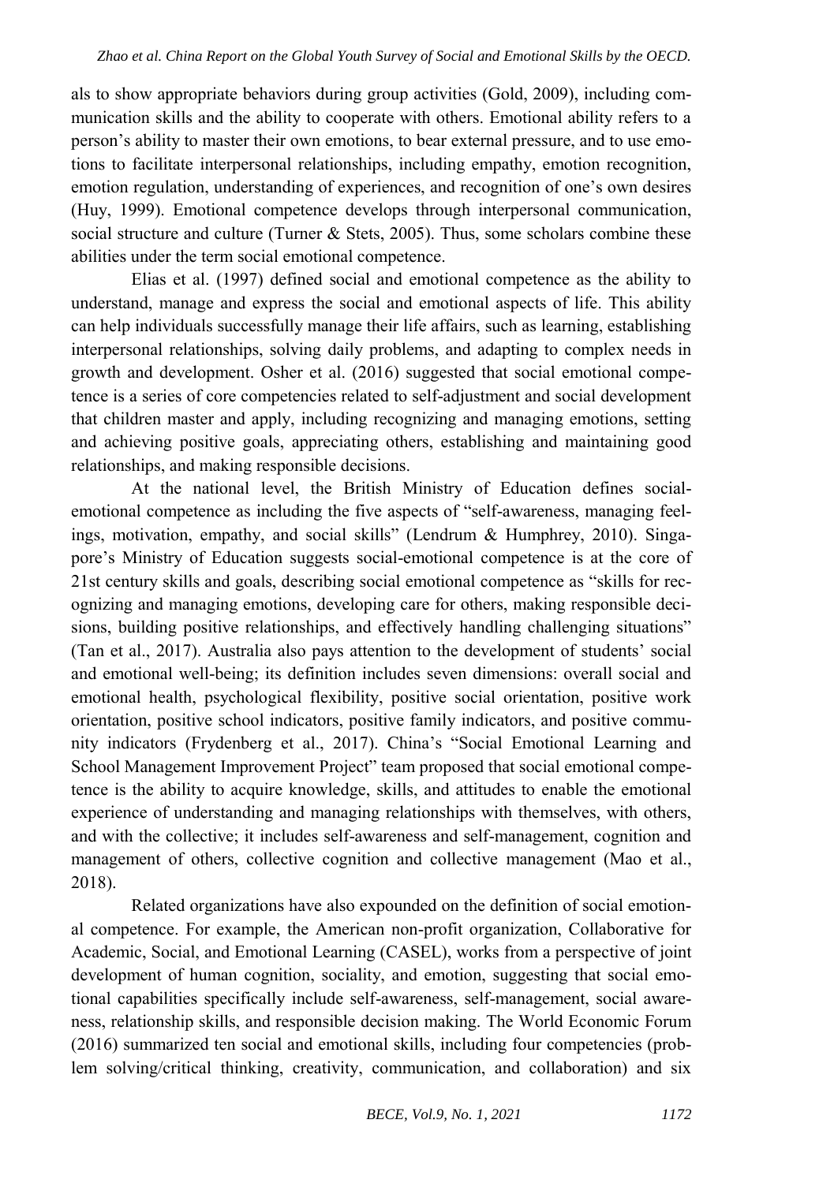als to show appropriate behaviors during group activities (Gold, 2009), including communication skills and the ability to cooperate with others. Emotional ability refers to a person's ability to master their own emotions, to bear external pressure, and to use emotions to facilitate interpersonal relationships, including empathy, emotion recognition, emotion regulation, understanding of experiences, and recognition of one's own desires (Huy, 1999). Emotional competence develops through interpersonal communication, social structure and culture (Turner & Stets, 2005). Thus, some scholars combine these abilities under the term social emotional competence.

Elias et al. (1997) defined social and emotional competence as the ability to understand, manage and express the social and emotional aspects of life. This ability can help individuals successfully manage their life affairs, such as learning, establishing interpersonal relationships, solving daily problems, and adapting to complex needs in growth and development. Osher et al. (2016) suggested that social emotional competence is a series of core competencies related to self-adjustment and social development that children master and apply, including recognizing and managing emotions, setting and achieving positive goals, appreciating others, establishing and maintaining good relationships, and making responsible decisions.

At the national level, the British Ministry of Education defines social-emotional competence as including the five aspects of "self-awareness, managing feelings, motivation, empathy, and social skills" (Lendrum & Humphrey, 2010). Singapore's Ministry of Education suggests social-emotional competence is at the core of 21st century skills and goals, describing social emotional competence as "skills for recognizing and managing emotions, developing care for others, making responsible decisions, building positive relationships, and effectively handling challenging situations" (Tan et al., 2017). Australia also pays attention to the development of students' social and emotional well-being; its definition includes seven dimensions: overall social and emotional health, psychological flexibility, positive social orientation, positive work orientation, positive school indicators, positive family indicators, and positive community indicators (Frydenberg et al., 2017). China's "Social Emotional Learning and School Management Improvement Project" team proposed that social emotional competence is the ability to acquire knowledge, skills, and attitudes to enable the emotional experience of understanding and managing relationships with themselves, with others, and with the collective; it includes self-awareness and self-management, cognition and management of others, collective cognition and collective management (Mao et al., 2018).

Related organizations have also expounded on the definition of social emotional competence. For example, the American non-profit organization, Collaborative for Academic, Social, and Emotional Learning (CASEL), works from a perspective of joint development of human cognition, sociality, and emotion, suggesting that social emotional capabilities specifically include self-awareness, self-management, social awareness, relationship skills, and responsible decision making. The World Economic Forum (2016) summarized ten social and emotional skills, including four competencies (problem solving/critical thinking, creativity, communication, and collaboration) and six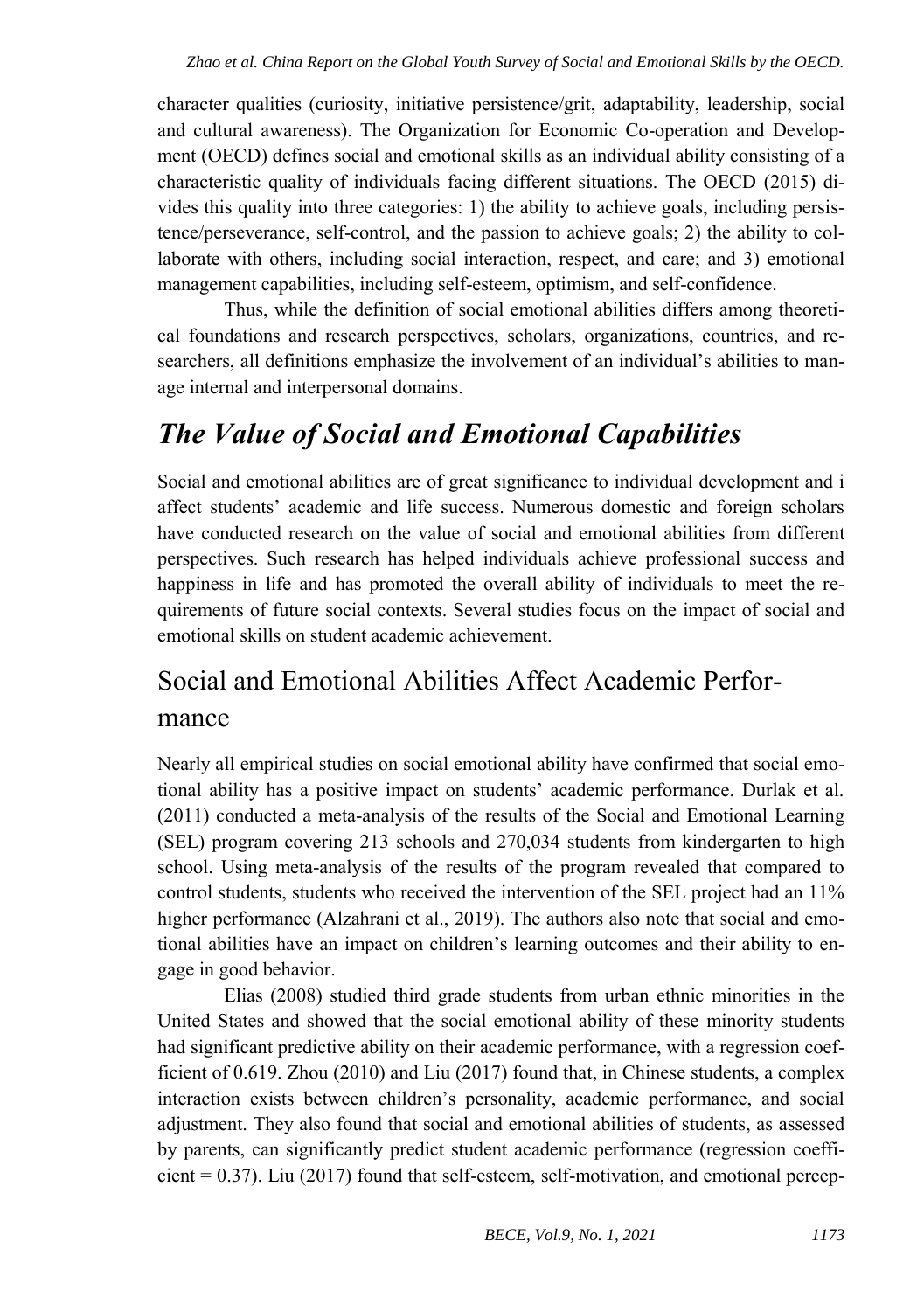character qualities (curiosity, initiative persistence/grit, adaptability, leadership, social and cultural awareness). The Organization for Economic Co-operation and Development (OECD) defines social and emotional skills as an individual ability consisting of a characteristic quality of individuals facing different situations. The OECD (2015) divides this quality into three categories: 1) the ability to achieve goals, including persistence/perseverance, self-control, and the passion to achieve goals; 2) the ability to collaborate with others, including social interaction, respect, and care; and 3) emotional management capabilities, including self-esteem, optimism, and self-confidence.

Thus, while the definition of social emotional abilities differs among theoretical foundations and research perspectives, scholars, organizations, countries, and researchers, all definitions emphasize the involvement of an individual's abilities to manage internal and interpersonal domains.

## *The Value of Social and Emotional Capabilities*

Social and emotional abilities are of great significance to individual development and i affect students' academic and life success. Numerous domestic and foreign scholars have conducted research on the value of social and emotional abilities from different perspectives. Such research has helped individuals achieve professional success and happiness in life and has promoted the overall ability of individuals to meet the requirements of future social contexts. Several studies focus on the impact of social and emotional skills on student academic achievement.

### Social and Emotional Abilities Affect Academic Performance

Nearly all empirical studies on social emotional ability have confirmed that social emotional ability has a positive impact on students' academic performance. Durlak et al. (2011) conducted a meta-analysis of the results of the Social and Emotional Learning (SEL) program covering 213 schools and 270,034 students from kindergarten to high school. Using meta-analysis of the results of the program revealed that compared to control students, students who received the intervention of the SEL project had an 11% higher performance (Alzahrani et al., 2019). The authors also note that social and emotional abilities have an impact on children's learning outcomes and their ability to engage in good behavior.

Elias (2008) studied third grade students from urban ethnic minorities in the United States and showed that the social emotional ability of these minority students had significant predictive ability on their academic performance, with a regression coefficient of 0.619. Zhou (2010) and Liu (2017) found that, in Chinese students, a complex interaction exists between children's personality, academic performance, and social adjustment. They also found that social and emotional abilities of students, as assessed by parents, can significantly predict student academic performance (regression coefficient = 0.37). Liu (2017) found that self-esteem, self-motivation, and emotional percep-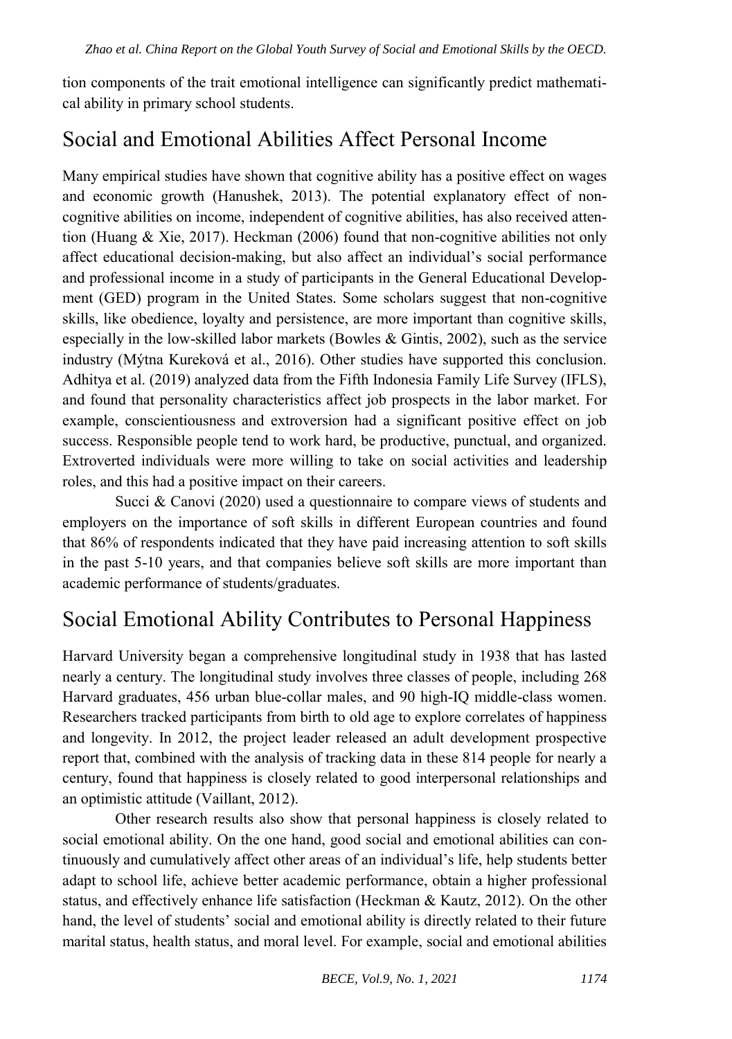tion components of the trait emotional intelligence can significantly predict mathematical ability in primary school students.

## Social and Emotional Abilities Affect Personal Income

Many empirical studies have shown that cognitive ability has a positive effect on wages and economic growth (Hanushek, 2013). The potential explanatory effect of non-cognitive abilities on income, independent of cognitive abilities, has also received attention (Huang & Xie, 2017). Heckman (2006) found that non-cognitive abilities not only affect educational decision-making, but also affect an individual's social performance and professional income in a study of participants in the General Educational Development (GED) program in the United States. Some scholars suggest that non-cognitive skills, like obedience, loyalty and persistence, are more important than cognitive skills, especially in the low-skilled labor markets (Bowles & Gintis, 2002), such as the service industry (Mýtna Kureková et al., 2016). Other studies have supported this conclusion. Adhitya et al. (2019) analyzed data from the Fifth Indonesia Family Life Survey (IFLS), and found that personality characteristics affect job prospects in the labor market. For example, conscientiousness and extroversion had a significant positive effect on job success. Responsible people tend to work hard, be productive, punctual, and organized. Extroverted individuals were more willing to take on social activities and leadership roles, and this had a positive impact on their careers.

Succi & Canovi (2020) used a questionnaire to compare views of students and employers on the importance of soft skills in different European countries and found that 86% of respondents indicated that they have paid increasing attention to soft skills in the past 5-10 years, and that companies believe soft skills are more important than academic performance of students/graduates.

## Social Emotional Ability Contributes to Personal Happiness

Harvard University began a comprehensive longitudinal study in 1938 that has lasted nearly a century. The longitudinal study involves three classes of people, including 268 Harvard graduates, 456 urban blue-collar males, and 90 high-IQ middle-class women. Researchers tracked participants from birth to old age to explore correlates of happiness and longevity. In 2012, the project leader released an adult development prospective report that, combined with the analysis of tracking data in these 814 people for nearly a century, found that happiness is closely related to good interpersonal relationships and an optimistic attitude (Vaillant, 2012).

Other research results also show that personal happiness is closely related to social emotional ability. On the one hand, good social and emotional abilities can continuously and cumulatively affect other areas of an individual's life, help students better adapt to school life, achieve better academic performance, obtain a higher professional status, and effectively enhance life satisfaction (Heckman & Kautz, 2012). On the other hand, the level of students' social and emotional ability is directly related to their future marital status, health status, and moral level. For example, social and emotional abilities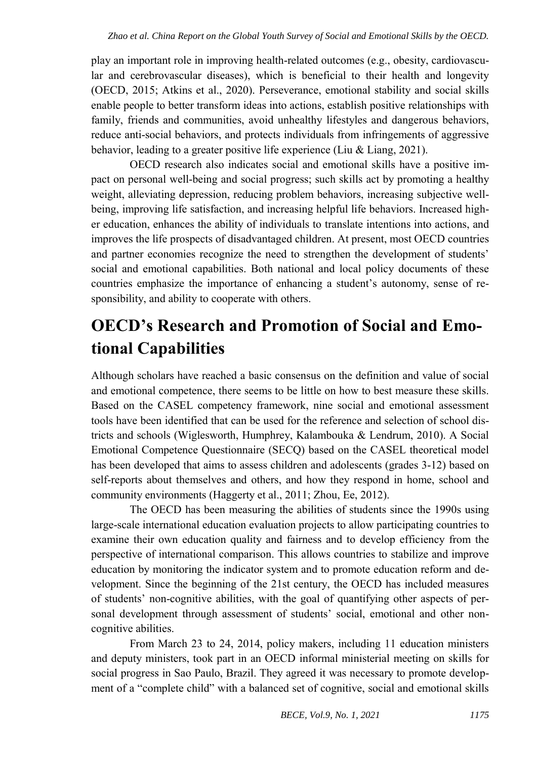play an important role in improving health-related outcomes (e.g., obesity, cardiovascular and cerebrovascular diseases), which is beneficial to their health and longevity (OECD, 2015; Atkins et al., 2020). Perseverance, emotional stability and social skills enable people to better transform ideas into actions, establish positive relationships with family, friends and communities, avoid unhealthy lifestyles and dangerous behaviors, reduce anti-social behaviors, and protects individuals from infringements of aggressive behavior, leading to a greater positive life experience (Liu & Liang, 2021).

OECD research also indicates social and emotional skills have a positive impact on personal well-being and social progress; such skills act by promoting a healthy weight, alleviating depression, reducing problem behaviors, increasing subjective well-being, improving life satisfaction, and increasing helpful life behaviors. Increased higher education, enhances the ability of individuals to translate intentions into actions, and improves the life prospects of disadvantaged children. At present, most OECD countries and partner economies recognize the need to strengthen the development of students' social and emotional capabilities. Both national and local policy documents of these countries emphasize the importance of enhancing a student's autonomy, sense of responsibility, and ability to cooperate with others.

# OECD's Research and Promotion of Social and Emotional Capabilities

Although scholars have reached a basic consensus on the definition and value of social and emotional competence, there seems to be little on how to best measure these skills. Based on the CASEL competency framework, nine social and emotional assessment tools have been identified that can be used for the reference and selection of school districts and schools (Wiglesworth, Humphrey, Kalambouka & Lendrum, 2010). A Social Emotional Competence Questionnaire (SECQ) based on the CASEL theoretical model has been developed that aims to assess children and adolescents (grades 3-12) based on self-reports about themselves and others, and how they respond in home, school and community environments (Haggerty et al., 2011; Zhou, Ee, 2012).

The OECD has been measuring the abilities of students since the 1990s using large-scale international education evaluation projects to allow participating countries to examine their own education quality and fairness and to develop efficiency from the perspective of international comparison. This allows countries to stabilize and improve education by monitoring the indicator system and to promote education reform and development. Since the beginning of the 21st century, the OECD has included measures of students' non-cognitive abilities, with the goal of quantifying other aspects of personal development through assessment of students' social, emotional and other non-cognitive abilities.

From March 23 to 24, 2014, policy makers, including 11 education ministers and deputy ministers, took part in an OECD informal ministerial meeting on skills for social progress in Sao Paulo, Brazil. They agreed it was necessary to promote development of a "complete child" with a balanced set of cognitive, social and emotional skills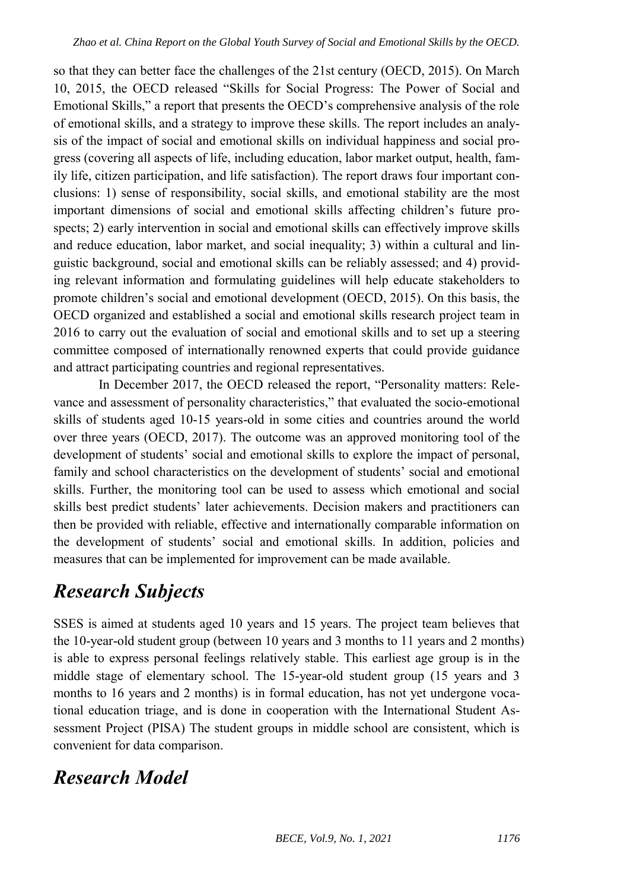so that they can better face the challenges of the 21st century (OECD, 2015). On March 10, 2015, the OECD released "Skills for Social Progress: The Power of Social and Emotional Skills," a report that presents the OECD's comprehensive analysis of the role of emotional skills, and a strategy to improve these skills. The report includes an analysis of the impact of social and emotional skills on individual happiness and social progress (covering all aspects of life, including education, labor market output, health, family life, citizen participation, and life satisfaction). The report draws four important conclusions: 1) sense of responsibility, social skills, and emotional stability are the most important dimensions of social and emotional skills affecting children's future prospects; 2) early intervention in social and emotional skills can effectively improve skills and reduce education, labor market, and social inequality; 3) within a cultural and linguistic background, social and emotional skills can be reliably assessed; and 4) providing relevant information and formulating guidelines will help educate stakeholders to promote children's social and emotional development (OECD, 2015). On this basis, the OECD organized and established a social and emotional skills research project team in 2016 to carry out the evaluation of social and emotional skills and to set up a steering committee composed of internationally renowned experts that could provide guidance and attract participating countries and regional representatives.

In December 2017, the OECD released the report, "Personality matters: Relevance and assessment of personality characteristics," that evaluated the socio-emotional skills of students aged 10-15 years-old in some cities and countries around the world over three years (OECD, 2017). The outcome was an approved monitoring tool of the development of students' social and emotional skills to explore the impact of personal, family and school characteristics on the development of students' social and emotional skills. Further, the monitoring tool can be used to assess which emotional and social skills best predict students' later achievements. Decision makers and practitioners can then be provided with reliable, effective and internationally comparable information on the development of students' social and emotional skills. In addition, policies and measures that can be implemented for improvement can be made available.

## *Research Subjects*

SSES is aimed at students aged 10 years and 15 years. The project team believes that the 10-year-old student group (between 10 years and 3 months to 11 years and 2 months) is able to express personal feelings relatively stable. This earliest age group is in the middle stage of elementary school. The 15-year-old student group (15 years and 3 months to 16 years and 2 months) is in formal education, has not yet undergone vocational education triage, and is done in cooperation with the International Student Assessment Project (PISA) The student groups in middle school are consistent, which is convenient for data comparison.

## *Research Model*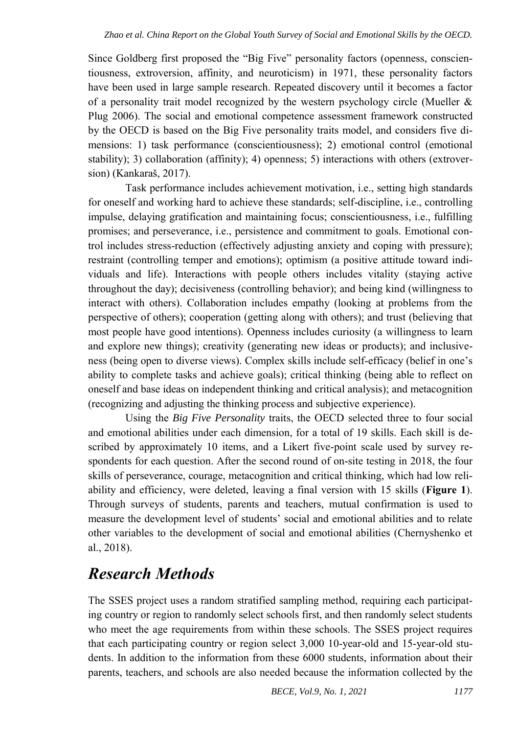Since Goldberg first proposed the "Big Five" personality factors (openness, conscientiousness, extroversion, affinity, and neuroticism) in 1971, these personality factors have been used in large sample research. Repeated discovery until it becomes a factor of a personality trait model recognized by the western psychology circle (Mueller & Plug 2006). The social and emotional competence assessment framework constructed by the OECD is based on the Big Five personality traits model, and considers five dimensions: 1) task performance (conscientiousness); 2) emotional control (emotional stability); 3) collaboration (affinity); 4) openness; 5) interactions with others (extroversion) (Kankaraš, 2017).

Task performance includes achievement motivation, i.e., setting high standards for oneself and working hard to achieve these standards; self-discipline, i.e., controlling impulse, delaying gratification and maintaining focus; conscientiousness, i.e., fulfilling promises; and perseverance, i.e., persistence and commitment to goals. Emotional control includes stress-reduction (effectively adjusting anxiety and coping with pressure); restraint (controlling temper and emotions); optimism (a positive attitude toward individuals and life). Interactions with people others includes vitality (staying active throughout the day); decisiveness (controlling behavior); and being kind (willingness to interact with others). Collaboration includes empathy (looking at problems from the perspective of others); cooperation (getting along with others); and trust (believing that most people have good intentions). Openness includes curiosity (a willingness to learn and explore new things); creativity (generating new ideas or products); and inclusiveness (being open to diverse views). Complex skills include self-efficacy (belief in one's ability to complete tasks and achieve goals); critical thinking (being able to reflect on oneself and base ideas on independent thinking and critical analysis); and metacognition (recognizing and adjusting the thinking process and subjective experience).

Using the *Big Five Personality* traits, the OECD selected three to four social and emotional abilities under each dimension, for a total of 19 skills. Each skill is described by approximately 10 items, and a Likert five-point scale used by survey respondents for each question. After the second round of on-site testing in 2018, the four skills of perseverance, courage, metacognition and critical thinking, which had low reliability and efficiency, were deleted, leaving a final version with 15 skills (**Figure 1**). Through surveys of students, parents and teachers, mutual confirmation is used to measure the development level of students' social and emotional abilities and to relate other variables to the development of social and emotional abilities (Chernyshenko et al., 2018).

## *Research Methods*

The SSES project uses a random stratified sampling method, requiring each participating country or region to randomly select schools first, and then randomly select students who meet the age requirements from within these schools. The SSES project requires that each participating country or region select 3,000 10-year-old and 15-year-old students. In addition to the information from these 6000 students, information about their parents, teachers, and schools are also needed because the information collected by the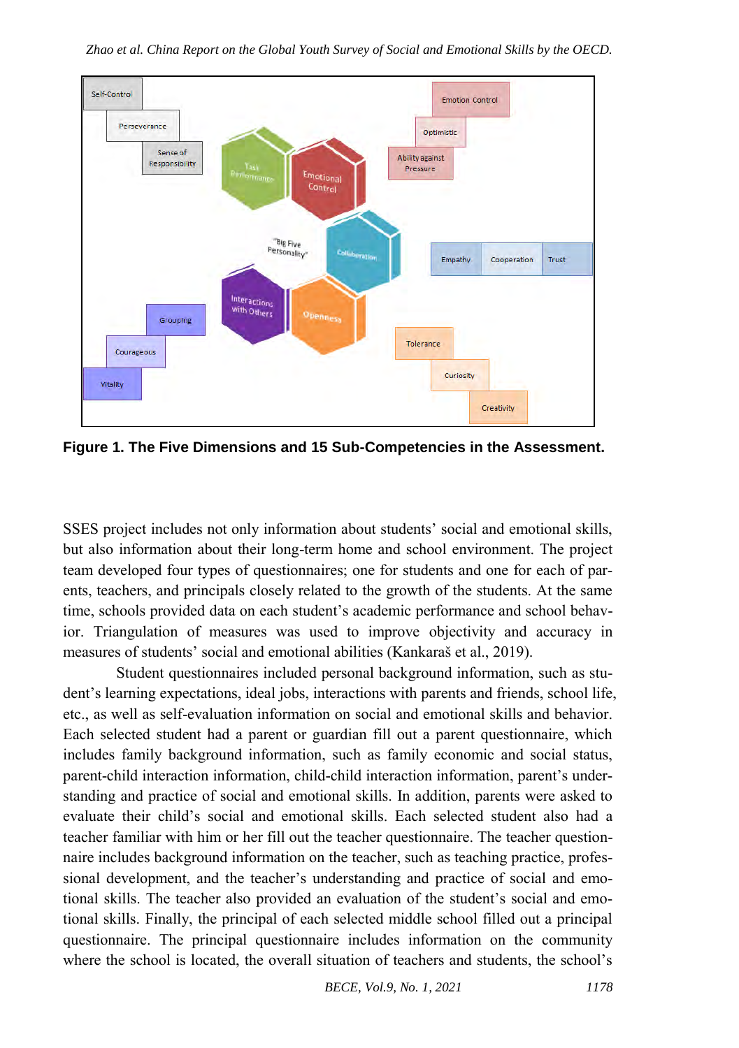**Figure 1. The Five Dimensions and 15 Sub-Competencies in the Assessment.**

SSES project includes not only information about students' social and emotional skills, but also information about their long-term home and school environment. The project team developed four types of questionnaires; one for students and one for each of parents, teachers, and principals closely related to the growth of the students. At the same time, schools provided data on each student's academic performance and school behavior. Triangulation of measures was used to improve objectivity and accuracy in measures of students' social and emotional abilities (Kankaraš et al., 2019).

Student questionnaires included personal background information, such as student's learning expectations, ideal jobs, interactions with parents and friends, school life, etc., as well as self-evaluation information on social and emotional skills and behavior. Each selected student had a parent or guardian fill out a parent questionnaire, which includes family background information, such as family economic and social status, parent-child interaction information, child-child interaction information, parent's understanding and practice of social and emotional skills. In addition, parents were asked to evaluate their child's social and emotional skills. Each selected student also had a teacher familiar with him or her fill out the teacher questionnaire. The teacher questionnaire includes background information on the teacher, such as teaching practice, professional development, and the teacher's understanding and practice of social and emotional skills. The teacher also provided an evaluation of the student's social and emotional skills. Finally, the principal of each selected middle school filled out a principal questionnaire. The principal questionnaire includes information on the community where the school is located, the overall situation of teachers and students, the school's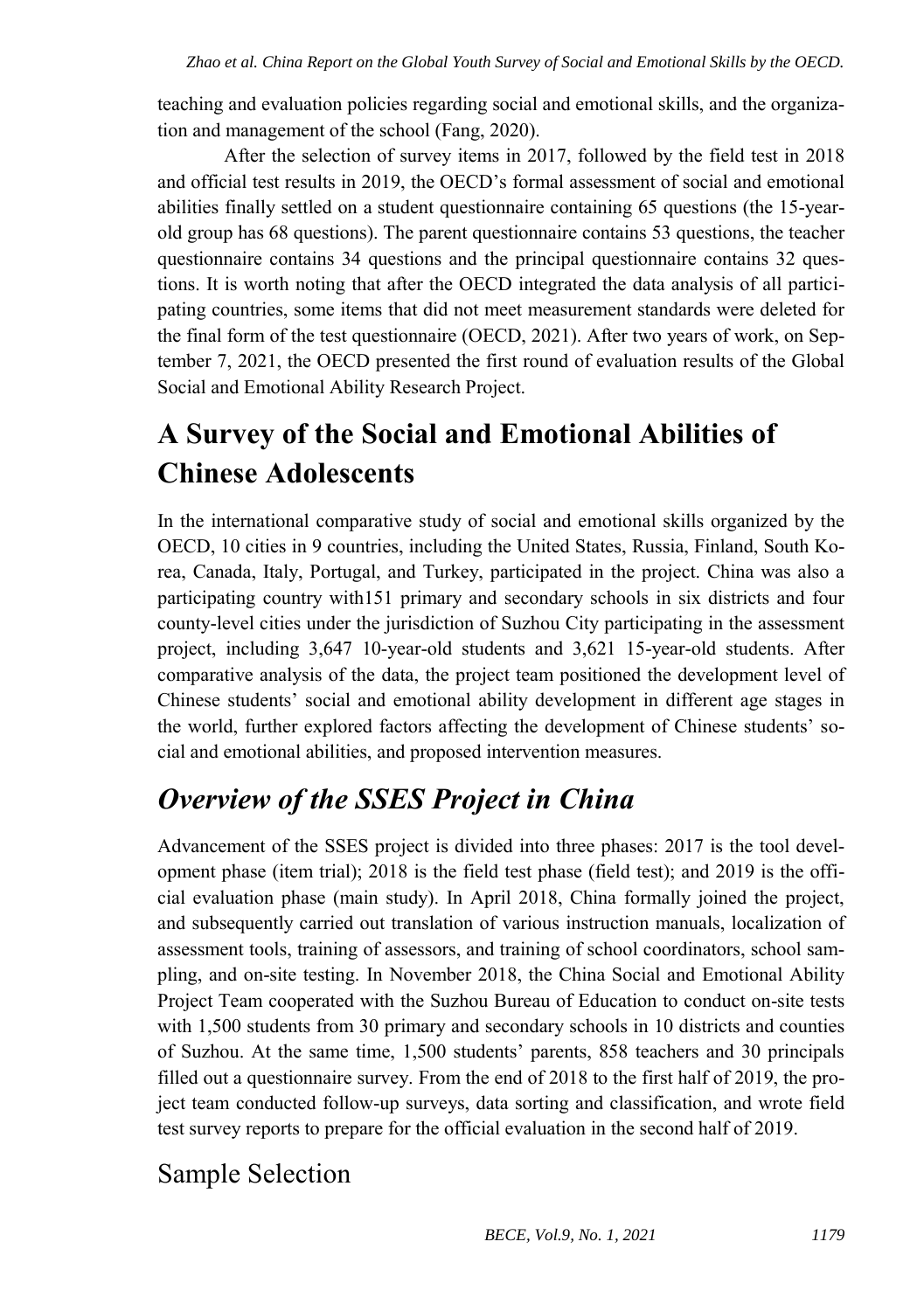teaching and evaluation policies regarding social and emotional skills, and the organization and management of the school (Fang, 2020).

After the selection of survey items in 2017, followed by the field test in 2018 and official test results in 2019, the OECD's formal assessment of social and emotional abilities finally settled on a student questionnaire containing 65 questions (the 15-year-old group has 68 questions). The parent questionnaire contains 53 questions, the teacher questionnaire contains 34 questions and the principal questionnaire contains 32 questions. It is worth noting that after the OECD integrated the data analysis of all participating countries, some items that did not meet measurement standards were deleted for the final form of the test questionnaire (OECD, 2021). After two years of work, on September 7, 2021, the OECD presented the first round of evaluation results of the Global Social and Emotional Ability Research Project.

# A Survey of the Social and Emotional Abilities of Chinese Adolescents

In the international comparative study of social and emotional skills organized by the OECD, 10 cities in 9 countries, including the United States, Russia, Finland, South Korea, Canada, Italy, Portugal, and Turkey, participated in the project. China was also a participating country with151 primary and secondary schools in six districts and four county-level cities under the jurisdiction of Suzhou City participating in the assessment project, including 3,647 10-year-old students and 3,621 15-year-old students. After comparative analysis of the data, the project team positioned the development level of Chinese students' social and emotional ability development in different age stages in the world, further explored factors affecting the development of Chinese students' social and emotional abilities, and proposed intervention measures.

## *Overview of the SSES Project in China*

Advancement of the SSES project is divided into three phases: 2017 is the tool development phase (item trial); 2018 is the field test phase (field test); and 2019 is the official evaluation phase (main study). In April 2018, China formally joined the project, and subsequently carried out translation of various instruction manuals, localization of assessment tools, training of assessors, and training of school coordinators, school sampling, and on-site testing. In November 2018, the China Social and Emotional Ability Project Team cooperated with the Suzhou Bureau of Education to conduct on-site tests with 1,500 students from 30 primary and secondary schools in 10 districts and counties of Suzhou. At the same time, 1,500 students' parents, 858 teachers and 30 principals filled out a questionnaire survey. From the end of 2018 to the first half of 2019, the project team conducted follow-up surveys, data sorting and classification, and wrote field test survey reports to prepare for the official evaluation in the second half of 2019.

### Sample Selection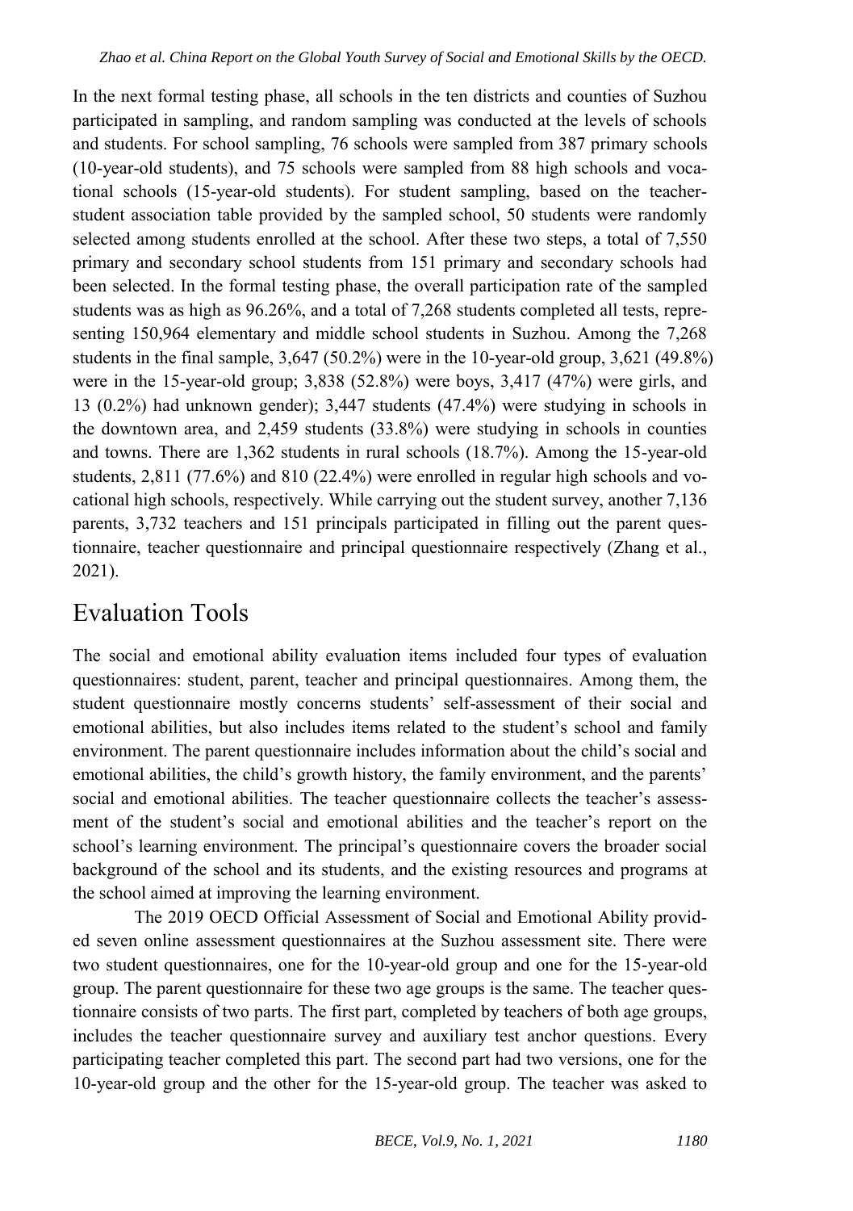In the next formal testing phase, all schools in the ten districts and counties of Suzhou participated in sampling, and random sampling was conducted at the levels of schools and students. For school sampling, 76 schools were sampled from 387 primary schools (10-year-old students), and 75 schools were sampled from 88 high schools and vocational schools (15-year-old students). For student sampling, based on the teacher-student association table provided by the sampled school, 50 students were randomly selected among students enrolled at the school. After these two steps, a total of 7,550 primary and secondary school students from 151 primary and secondary schools had been selected. In the formal testing phase, the overall participation rate of the sampled students was as high as 96.26%, and a total of 7,268 students completed all tests, representing 150,964 elementary and middle school students in Suzhou. Among the 7,268 students in the final sample, 3,647 (50.2%) were in the 10-year-old group, 3,621 (49.8%) were in the 15-year-old group; 3,838 (52.8%) were boys, 3,417 (47%) were girls, and 13 (0.2%) had unknown gender); 3,447 students (47.4%) were studying in schools in the downtown area, and 2,459 students (33.8%) were studying in schools in counties and towns. There are 1,362 students in rural schools (18.7%). Among the 15-year-old students, 2,811 (77.6%) and 810 (22.4%) were enrolled in regular high schools and vocational high schools, respectively. While carrying out the student survey, another 7,136 parents, 3,732 teachers and 151 principals participated in filling out the parent questionnaire, teacher questionnaire and principal questionnaire respectively (Zhang et al., 2021).

# Evaluation Tools

The social and emotional ability evaluation items included four types of evaluation questionnaires: student, parent, teacher and principal questionnaires. Among them, the student questionnaire mostly concerns students' self-assessment of their social and emotional abilities, but also includes items related to the student's school and family environment. The parent questionnaire includes information about the child's social and emotional abilities, the child's growth history, the family environment, and the parents' social and emotional abilities. The teacher questionnaire collects the teacher's assessment of the student's social and emotional abilities and the teacher's report on the school's learning environment. The principal's questionnaire covers the broader social background of the school and its students, and the existing resources and programs at the school aimed at improving the learning environment.

The 2019 OECD Official Assessment of Social and Emotional Ability provided seven online assessment questionnaires at the Suzhou assessment site. There were two student questionnaires, one for the 10-year-old group and one for the 15-year-old group. The parent questionnaire for these two age groups is the same. The teacher questionnaire consists of two parts. The first part, completed by teachers of both age groups, includes the teacher questionnaire survey and auxiliary test anchor questions. Every participating teacher completed this part. The second part had two versions, one for the 10-year-old group and the other for the 15-year-old group. The teacher was asked to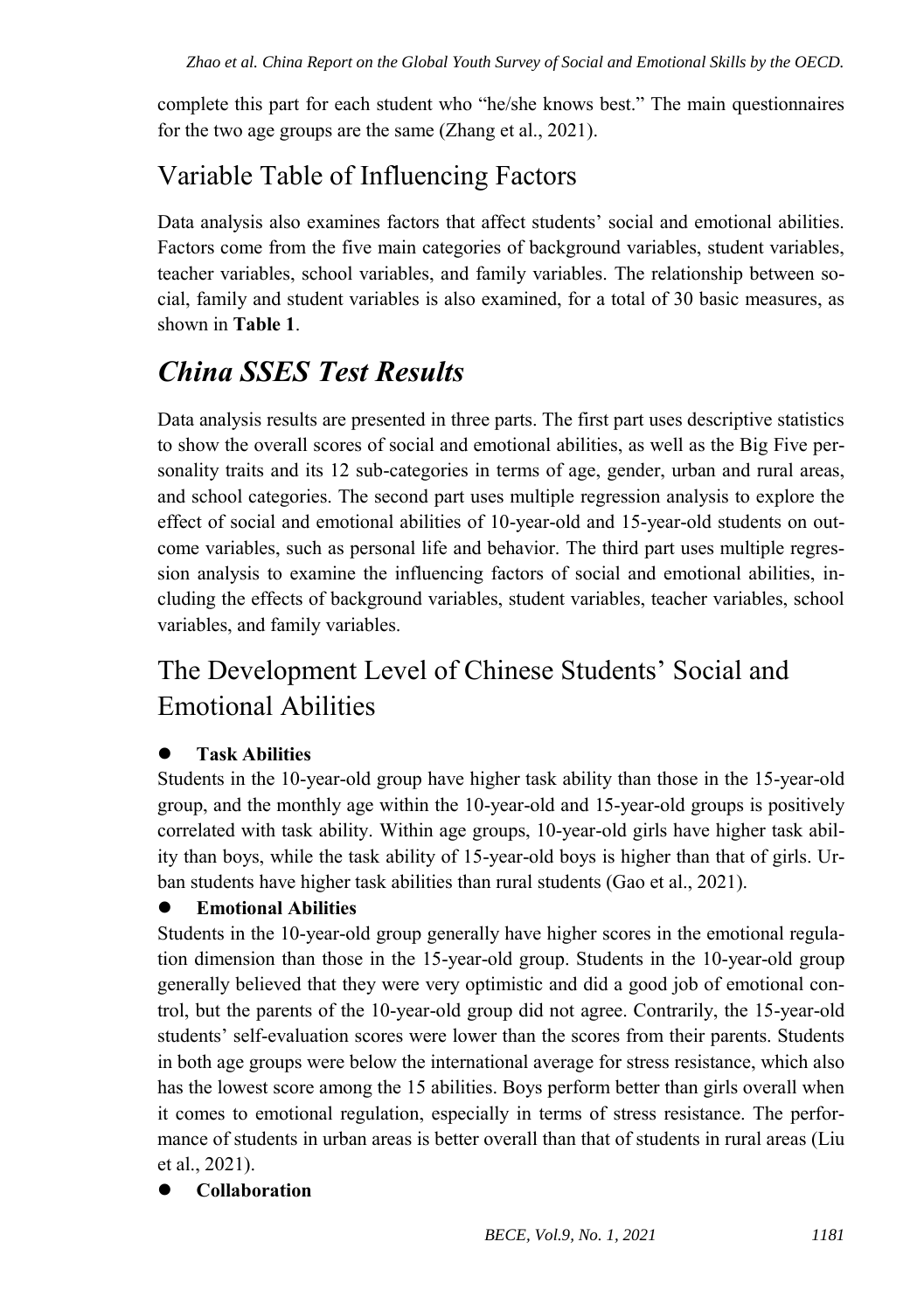complete this part for each student who "he/she knows best." The main questionnaires for the two age groups are the same (Zhang et al., 2021).

## Variable Table of Influencing Factors

Data analysis also examines factors that affect students' social and emotional abilities. Factors come from the five main categories of background variables, student variables, teacher variables, school variables, and family variables. The relationship between social, family and student variables is also examined, for a total of 30 basic measures, as shown in **Table 1**.

# *China SSES Test Results*

Data analysis results are presented in three parts. The first part uses descriptive statistics to show the overall scores of social and emotional abilities, as well as the Big Five personality traits and its 12 sub-categories in terms of age, gender, urban and rural areas, and school categories. The second part uses multiple regression analysis to explore the effect of social and emotional abilities of 10-year-old and 15-year-old students on outcome variables, such as personal life and behavior. The third part uses multiple regression analysis to examine the influencing factors of social and emotional abilities, including the effects of background variables, student variables, teacher variables, school variables, and family variables.

## The Development Level of Chinese Students' Social and Emotional Abilities

- **Task Abilities**

Students in the 10-year-old group have higher task ability than those in the 15-year-old group, and the monthly age within the 10-year-old and 15-year-old groups is positively correlated with task ability. Within age groups, 10-year-old girls have higher task ability than boys, while the task ability of 15-year-old boys is higher than that of girls. Urban students have higher task abilities than rural students (Gao et al., 2021).

- **Emotional Abilities**

Students in the 10-year-old group generally have higher scores in the emotional regulation dimension than those in the 15-year-old group. Students in the 10-year-old group generally believed that they were very optimistic and did a good job of emotional control, but the parents of the 10-year-old group did not agree. Contrarily, the 15-year-old students' self-evaluation scores were lower than the scores from their parents. Students in both age groups were below the international average for stress resistance, which also has the lowest score among the 15 abilities. Boys perform better than girls overall when it comes to emotional regulation, especially in terms of stress resistance. The performance of students in urban areas is better overall than that of students in rural areas (Liu et al., 2021).

- **Collaboration**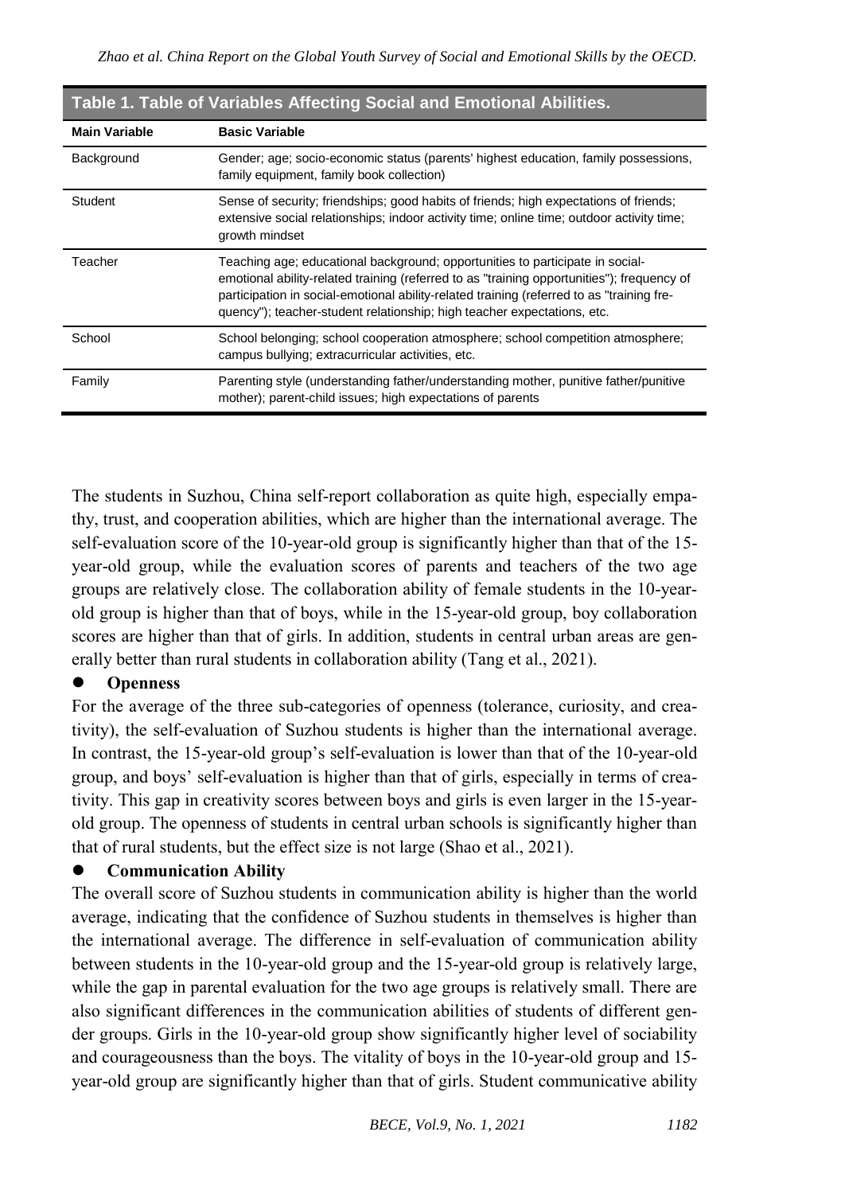**Table 1. Table of Variables Affecting Social and Emotional Abilities.**

| Main Variable | Basic Variable |
|---|---|
| Background | Gender; age; socio-economic status (parents' highest education, family possessions, family equipment, family book collection) |
| Student | Sense of security; friendships; good habits of friends; high expectations of friends; extensive social relationships; indoor activity time; online time; outdoor activity time; growth mindset |
| Teacher | Teaching age; educational background; opportunities to participate in social-emotional ability-related training (referred to as "training opportunities"); frequency of participation in social-emotional ability-related training (referred to as "training frequency"); teacher-student relationship; high teacher expectations, etc. |
| School | School belonging; school cooperation atmosphere; school competition atmosphere; campus bullying; extracurricular activities, etc. |
| Family | Parenting style (understanding father/understanding mother, punitive father/punitive mother); parent-child issues; high expectations of parents |

The students in Suzhou, China self-report collaboration as quite high, especially empathy, trust, and cooperation abilities, which are higher than the international average. The self-evaluation score of the 10-year-old group is significantly higher than that of the 15-year-old group, while the evaluation scores of parents and teachers of the two age groups are relatively close. The collaboration ability of female students in the 10-year-old group is higher than that of boys, while in the 15-year-old group, boy collaboration scores are higher than that of girls. In addition, students in central urban areas are generally better than rural students in collaboration ability (Tang et al., 2021).

- **Openness**

For the average of the three sub-categories of openness (tolerance, curiosity, and creativity), the self-evaluation of Suzhou students is higher than the international average. In contrast, the 15-year-old group's self-evaluation is lower than that of the 10-year-old group, and boys' self-evaluation is higher than that of girls, especially in terms of creativity. This gap in creativity scores between boys and girls is even larger in the 15-year-old group. The openness of students in central urban schools is significantly higher than that of rural students, but the effect size is not large (Shao et al., 2021).

- **Communication Ability**

The overall score of Suzhou students in communication ability is higher than the world average, indicating that the confidence of Suzhou students in themselves is higher than the international average. The difference in self-evaluation of communication ability between students in the 10-year-old group and the 15-year-old group is relatively large, while the gap in parental evaluation for the two age groups is relatively small. There are also significant differences in the communication abilities of students of different gender groups. Girls in the 10-year-old group show significantly higher level of sociability and courageousness than the boys. The vitality of boys in the 10-year-old group and 15-year-old group are significantly higher than that of girls. Student communicative ability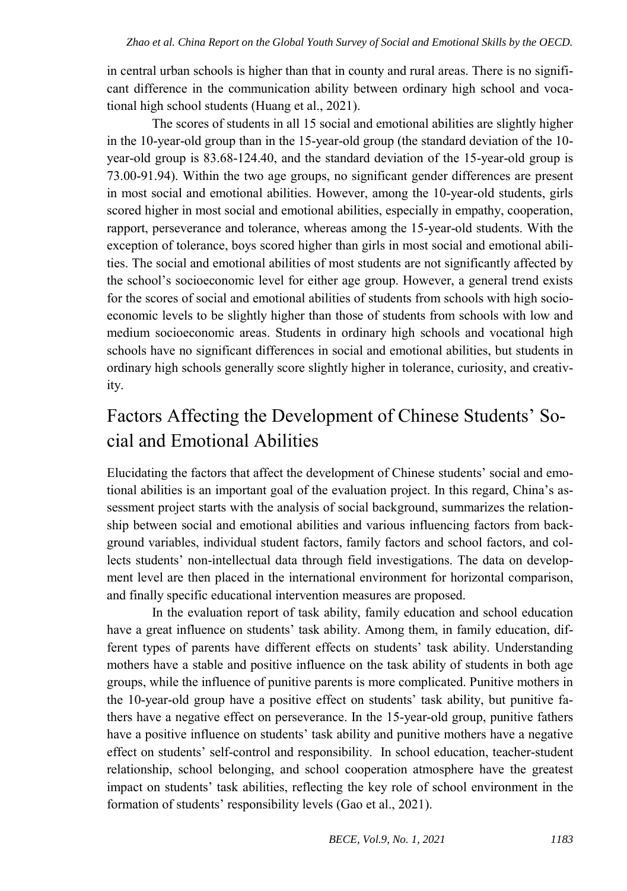in central urban schools is higher than that in county and rural areas. There is no significant difference in the communication ability between ordinary high school and vocational high school students (Huang et al., 2021).

The scores of students in all 15 social and emotional abilities are slightly higher in the 10-year-old group than in the 15-year-old group (the standard deviation of the 10-year-old group is 83.68-124.40, and the standard deviation of the 15-year-old group is 73.00-91.94). Within the two age groups, no significant gender differences are present in most social and emotional abilities. However, among the 10-year-old students, girls scored higher in most social and emotional abilities, especially in empathy, cooperation, rapport, perseverance and tolerance, whereas among the 15-year-old students. With the exception of tolerance, boys scored higher than girls in most social and emotional abilities. The social and emotional abilities of most students are not significantly affected by the school's socioeconomic level for either age group. However, a general trend exists for the scores of social and emotional abilities of students from schools with high socioeconomic levels to be slightly higher than those of students from schools with low and medium socioeconomic areas. Students in ordinary high schools and vocational high schools have no significant differences in social and emotional abilities, but students in ordinary high schools generally score slightly higher in tolerance, curiosity, and creativity.

## Factors Affecting the Development of Chinese Students' Social and Emotional Abilities

Elucidating the factors that affect the development of Chinese students' social and emotional abilities is an important goal of the evaluation project. In this regard, China's assessment project starts with the analysis of social background, summarizes the relationship between social and emotional abilities and various influencing factors from background variables, individual student factors, family factors and school factors, and collects students' non-intellectual data through field investigations. The data on development level are then placed in the international environment for horizontal comparison, and finally specific educational intervention measures are proposed.

In the evaluation report of task ability, family education and school education have a great influence on students' task ability. Among them, in family education, different types of parents have different effects on students' task ability. Understanding mothers have a stable and positive influence on the task ability of students in both age groups, while the influence of punitive parents is more complicated. Punitive mothers in the 10-year-old group have a positive effect on students' task ability, but punitive fathers have a negative effect on perseverance. In the 15-year-old group, punitive fathers have a positive influence on students' task ability and punitive mothers have a negative effect on students' self-control and responsibility. In school education, teacher-student relationship, school belonging, and school cooperation atmosphere have the greatest impact on students' task abilities, reflecting the key role of school environment in the formation of students' responsibility levels (Gao et al., 2021).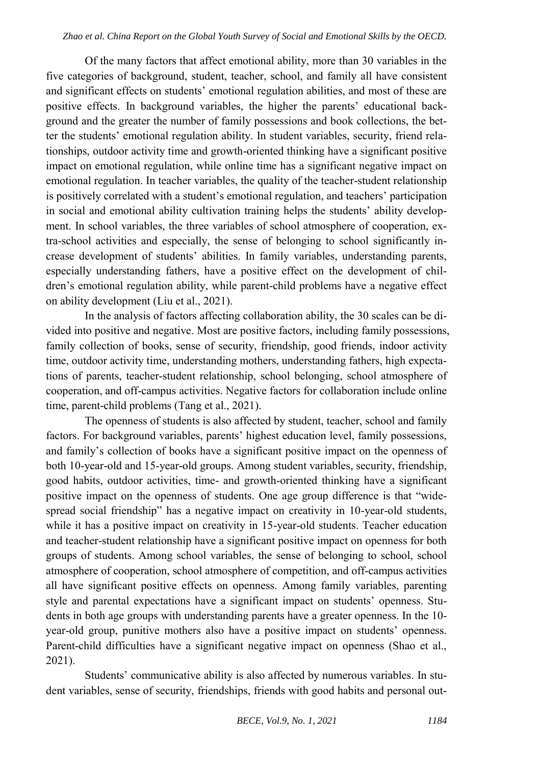Of the many factors that affect emotional ability, more than 30 variables in the five categories of background, student, teacher, school, and family all have consistent and significant effects on students' emotional regulation abilities, and most of these are positive effects. In background variables, the higher the parents' educational background and the greater the number of family possessions and book collections, the better the students' emotional regulation ability. In student variables, security, friend relationships, outdoor activity time and growth-oriented thinking have a significant positive impact on emotional regulation, while online time has a significant negative impact on emotional regulation. In teacher variables, the quality of the teacher-student relationship is positively correlated with a student's emotional regulation, and teachers' participation in social and emotional ability cultivation training helps the students' ability development. In school variables, the three variables of school atmosphere of cooperation, extra-school activities and especially, the sense of belonging to school significantly increase development of students' abilities. In family variables, understanding parents, especially understanding fathers, have a positive effect on the development of children's emotional regulation ability, while parent-child problems have a negative effect on ability development (Liu et al., 2021).

In the analysis of factors affecting collaboration ability, the 30 scales can be divided into positive and negative. Most are positive factors, including family possessions, family collection of books, sense of security, friendship, good friends, indoor activity time, outdoor activity time, understanding mothers, understanding fathers, high expectations of parents, teacher-student relationship, school belonging, school atmosphere of cooperation, and off-campus activities. Negative factors for collaboration include online time, parent-child problems (Tang et al., 2021).

The openness of students is also affected by student, teacher, school and family factors. For background variables, parents' highest education level, family possessions, and family's collection of books have a significant positive impact on the openness of both 10-year-old and 15-year-old groups. Among student variables, security, friendship, good habits, outdoor activities, time- and growth-oriented thinking have a significant positive impact on the openness of students. One age group difference is that "widespread social friendship" has a negative impact on creativity in 10-year-old students, while it has a positive impact on creativity in 15-year-old students. Teacher education and teacher-student relationship have a significant positive impact on openness for both groups of students. Among school variables, the sense of belonging to school, school atmosphere of cooperation, school atmosphere of competition, and off-campus activities all have significant positive effects on openness. Among family variables, parenting style and parental expectations have a significant impact on students' openness. Students in both age groups with understanding parents have a greater openness. In the 10-year-old group, punitive mothers also have a positive impact on students' openness. Parent-child difficulties have a significant negative impact on openness (Shao et al., 2021).

Students' communicative ability is also affected by numerous variables. In student variables, sense of security, friendships, friends with good habits and personal out-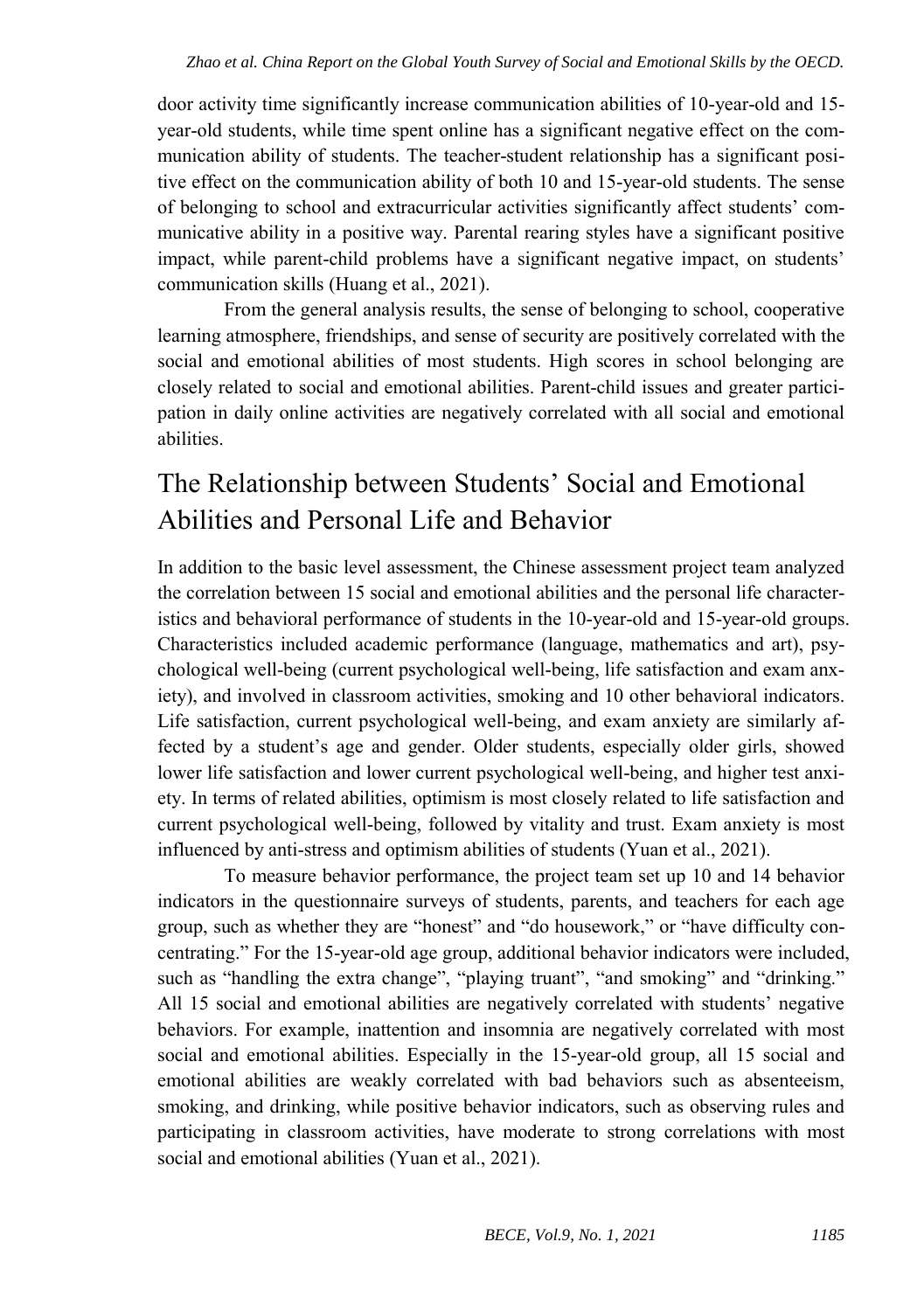door activity time significantly increase communication abilities of 10-year-old and 15-year-old students, while time spent online has a significant negative effect on the communication ability of students. The teacher-student relationship has a significant positive effect on the communication ability of both 10 and 15-year-old students. The sense of belonging to school and extracurricular activities significantly affect students' communicative ability in a positive way. Parental rearing styles have a significant positive impact, while parent-child problems have a significant negative impact, on students' communication skills (Huang et al., 2021).

From the general analysis results, the sense of belonging to school, cooperative learning atmosphere, friendships, and sense of security are positively correlated with the social and emotional abilities of most students. High scores in school belonging are closely related to social and emotional abilities. Parent-child issues and greater participation in daily online activities are negatively correlated with all social and emotional abilities.

## The Relationship between Students' Social and Emotional Abilities and Personal Life and Behavior

In addition to the basic level assessment, the Chinese assessment project team analyzed the correlation between 15 social and emotional abilities and the personal life characteristics and behavioral performance of students in the 10-year-old and 15-year-old groups. Characteristics included academic performance (language, mathematics and art), psychological well-being (current psychological well-being, life satisfaction and exam anxiety), and involved in classroom activities, smoking and 10 other behavioral indicators. Life satisfaction, current psychological well-being, and exam anxiety are similarly affected by a student's age and gender. Older students, especially older girls, showed lower life satisfaction and lower current psychological well-being, and higher test anxiety. In terms of related abilities, optimism is most closely related to life satisfaction and current psychological well-being, followed by vitality and trust. Exam anxiety is most influenced by anti-stress and optimism abilities of students (Yuan et al., 2021).

To measure behavior performance, the project team set up 10 and 14 behavior indicators in the questionnaire surveys of students, parents, and teachers for each age group, such as whether they are "honest" and "do housework," or "have difficulty concentrating." For the 15-year-old age group, additional behavior indicators were included, such as "handling the extra change", "playing truant", "and smoking" and "drinking." All 15 social and emotional abilities are negatively correlated with students' negative behaviors. For example, inattention and insomnia are negatively correlated with most social and emotional abilities. Especially in the 15-year-old group, all 15 social and emotional abilities are weakly correlated with bad behaviors such as absenteeism, smoking, and drinking, while positive behavior indicators, such as observing rules and participating in classroom activities, have moderate to strong correlations with most social and emotional abilities (Yuan et al., 2021).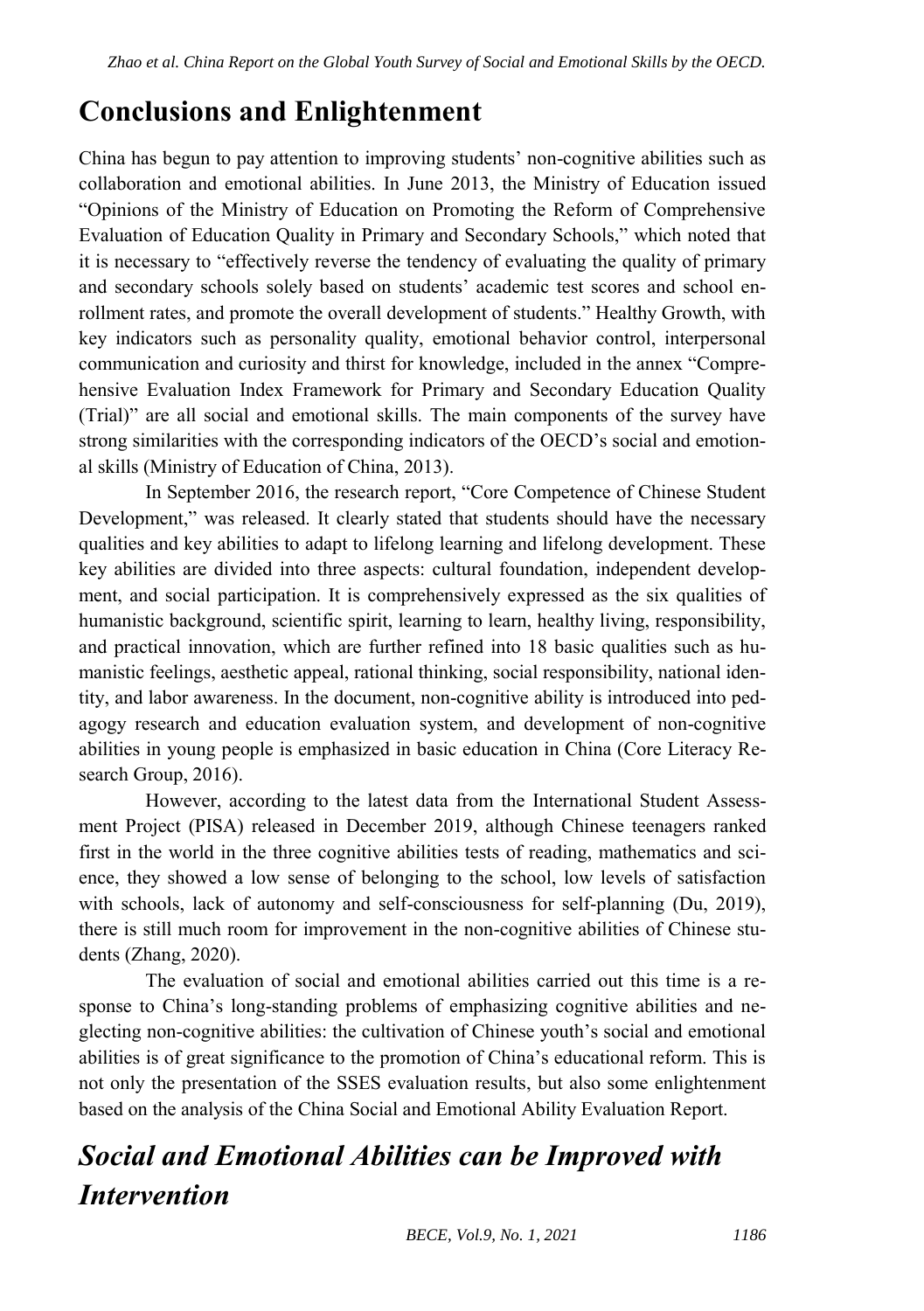## Conclusions and Enlightenment

China has begun to pay attention to improving students' non-cognitive abilities such as collaboration and emotional abilities. In June 2013, the Ministry of Education issued "Opinions of the Ministry of Education on Promoting the Reform of Comprehensive Evaluation of Education Quality in Primary and Secondary Schools," which noted that it is necessary to "effectively reverse the tendency of evaluating the quality of primary and secondary schools solely based on students' academic test scores and school enrollment rates, and promote the overall development of students." Healthy Growth, with key indicators such as personality quality, emotional behavior control, interpersonal communication and curiosity and thirst for knowledge, included in the annex "Comprehensive Evaluation Index Framework for Primary and Secondary Education Quality (Trial)" are all social and emotional skills. The main components of the survey have strong similarities with the corresponding indicators of the OECD's social and emotional skills (Ministry of Education of China, 2013).

In September 2016, the research report, "Core Competence of Chinese Student Development," was released. It clearly stated that students should have the necessary qualities and key abilities to adapt to lifelong learning and lifelong development. These key abilities are divided into three aspects: cultural foundation, independent development, and social participation. It is comprehensively expressed as the six qualities of humanistic background, scientific spirit, learning to learn, healthy living, responsibility, and practical innovation, which are further refined into 18 basic qualities such as humanistic feelings, aesthetic appeal, rational thinking, social responsibility, national identity, and labor awareness. In the document, non-cognitive ability is introduced into pedagogy research and education evaluation system, and development of non-cognitive abilities in young people is emphasized in basic education in China (Core Literacy Research Group, 2016).

However, according to the latest data from the International Student Assessment Project (PISA) released in December 2019, although Chinese teenagers ranked first in the world in the three cognitive abilities tests of reading, mathematics and science, they showed a low sense of belonging to the school, low levels of satisfaction with schools, lack of autonomy and self-consciousness for self-planning (Du, 2019), there is still much room for improvement in the non-cognitive abilities of Chinese students (Zhang, 2020).

The evaluation of social and emotional abilities carried out this time is a response to China's long-standing problems of emphasizing cognitive abilities and neglecting non-cognitive abilities: the cultivation of Chinese youth's social and emotional abilities is of great significance to the promotion of China's educational reform. This is not only the presentation of the SSES evaluation results, but also some enlightenment based on the analysis of the China Social and Emotional Ability Evaluation Report.

### *Social and Emotional Abilities can be Improved with Intervention*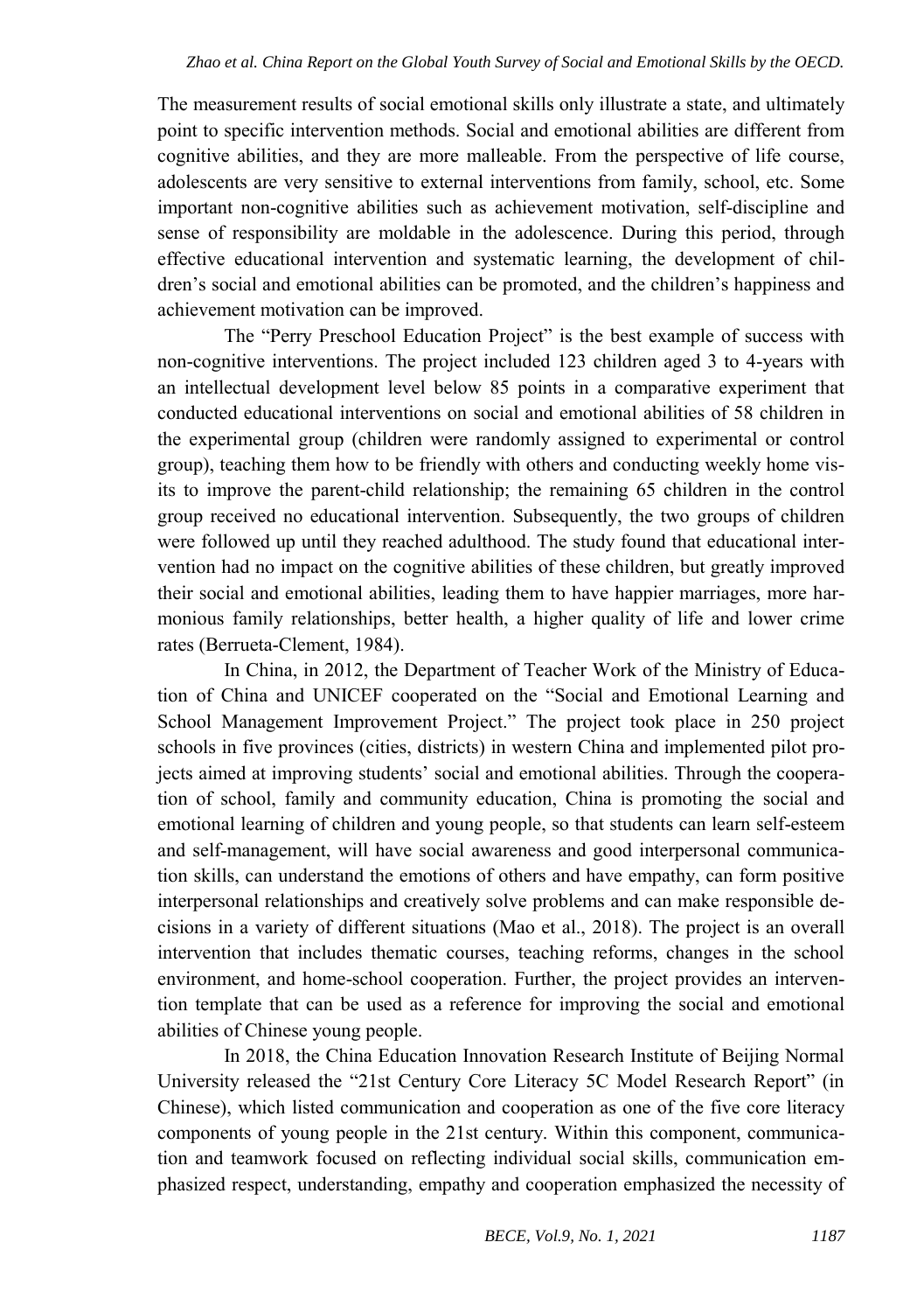The measurement results of social emotional skills only illustrate a state, and ultimately point to specific intervention methods. Social and emotional abilities are different from cognitive abilities, and they are more malleable. From the perspective of life course, adolescents are very sensitive to external interventions from family, school, etc. Some important non-cognitive abilities such as achievement motivation, self-discipline and sense of responsibility are moldable in the adolescence. During this period, through effective educational intervention and systematic learning, the development of children's social and emotional abilities can be promoted, and the children's happiness and achievement motivation can be improved.

The "Perry Preschool Education Project" is the best example of success with non-cognitive interventions. The project included 123 children aged 3 to 4-years with an intellectual development level below 85 points in a comparative experiment that conducted educational interventions on social and emotional abilities of 58 children in the experimental group (children were randomly assigned to experimental or control group), teaching them how to be friendly with others and conducting weekly home visits to improve the parent-child relationship; the remaining 65 children in the control group received no educational intervention. Subsequently, the two groups of children were followed up until they reached adulthood. The study found that educational intervention had no impact on the cognitive abilities of these children, but greatly improved their social and emotional abilities, leading them to have happier marriages, more harmonious family relationships, better health, a higher quality of life and lower crime rates (Berrueta-Clement, 1984).

In China, in 2012, the Department of Teacher Work of the Ministry of Education of China and UNICEF cooperated on the "Social and Emotional Learning and School Management Improvement Project." The project took place in 250 project schools in five provinces (cities, districts) in western China and implemented pilot projects aimed at improving students' social and emotional abilities. Through the cooperation of school, family and community education, China is promoting the social and emotional learning of children and young people, so that students can learn self-esteem and self-management, will have social awareness and good interpersonal communication skills, can understand the emotions of others and have empathy, can form positive interpersonal relationships and creatively solve problems and can make responsible decisions in a variety of different situations (Mao et al., 2018). The project is an overall intervention that includes thematic courses, teaching reforms, changes in the school environment, and home-school cooperation. Further, the project provides an intervention template that can be used as a reference for improving the social and emotional abilities of Chinese young people.

In 2018, the China Education Innovation Research Institute of Beijing Normal University released the "21st Century Core Literacy 5C Model Research Report" (in Chinese), which listed communication and cooperation as one of the five core literacy components of young people in the 21st century. Within this component, communication and teamwork focused on reflecting individual social skills, communication emphasized respect, understanding, empathy and cooperation emphasized the necessity of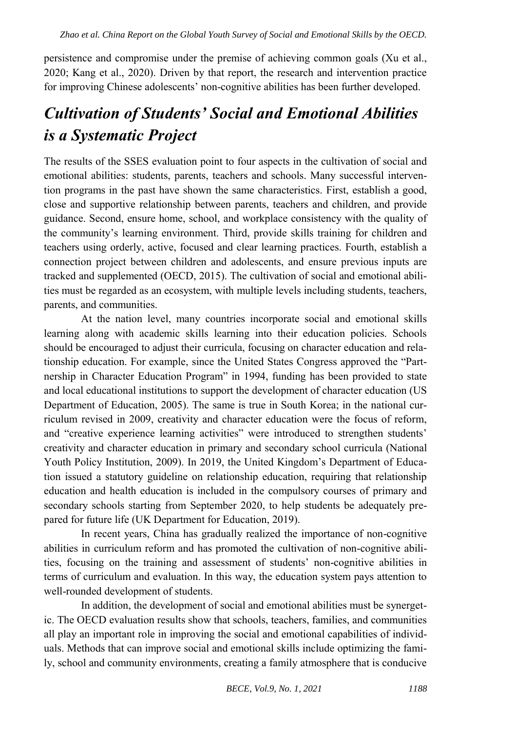persistence and compromise under the premise of achieving common goals (Xu et al., 2020; Kang et al., 2020). Driven by that report, the research and intervention practice for improving Chinese adolescents' non-cognitive abilities has been further developed.

## *Cultivation of Students' Social and Emotional Abilities is a Systematic Project*

The results of the SSES evaluation point to four aspects in the cultivation of social and emotional abilities: students, parents, teachers and schools. Many successful intervention programs in the past have shown the same characteristics. First, establish a good, close and supportive relationship between parents, teachers and children, and provide guidance. Second, ensure home, school, and workplace consistency with the quality of the community's learning environment. Third, provide skills training for children and teachers using orderly, active, focused and clear learning practices. Fourth, establish a connection project between children and adolescents, and ensure previous inputs are tracked and supplemented (OECD, 2015). The cultivation of social and emotional abilities must be regarded as an ecosystem, with multiple levels including students, teachers, parents, and communities.

At the nation level, many countries incorporate social and emotional skills learning along with academic skills learning into their education policies. Schools should be encouraged to adjust their curricula, focusing on character education and relationship education. For example, since the United States Congress approved the "Partnership in Character Education Program" in 1994, funding has been provided to state and local educational institutions to support the development of character education (US Department of Education, 2005). The same is true in South Korea; in the national curriculum revised in 2009, creativity and character education were the focus of reform, and "creative experience learning activities" were introduced to strengthen students' creativity and character education in primary and secondary school curricula (National Youth Policy Institution, 2009). In 2019, the United Kingdom's Department of Education issued a statutory guideline on relationship education, requiring that relationship education and health education is included in the compulsory courses of primary and secondary schools starting from September 2020, to help students be adequately prepared for future life (UK Department for Education, 2019).

In recent years, China has gradually realized the importance of non-cognitive abilities in curriculum reform and has promoted the cultivation of non-cognitive abilities, focusing on the training and assessment of students' non-cognitive abilities in terms of curriculum and evaluation. In this way, the education system pays attention to well-rounded development of students.

In addition, the development of social and emotional abilities must be synergetic. The OECD evaluation results show that schools, teachers, families, and communities all play an important role in improving the social and emotional capabilities of individuals. Methods that can improve social and emotional skills include optimizing the family, school and community environments, creating a family atmosphere that is conducive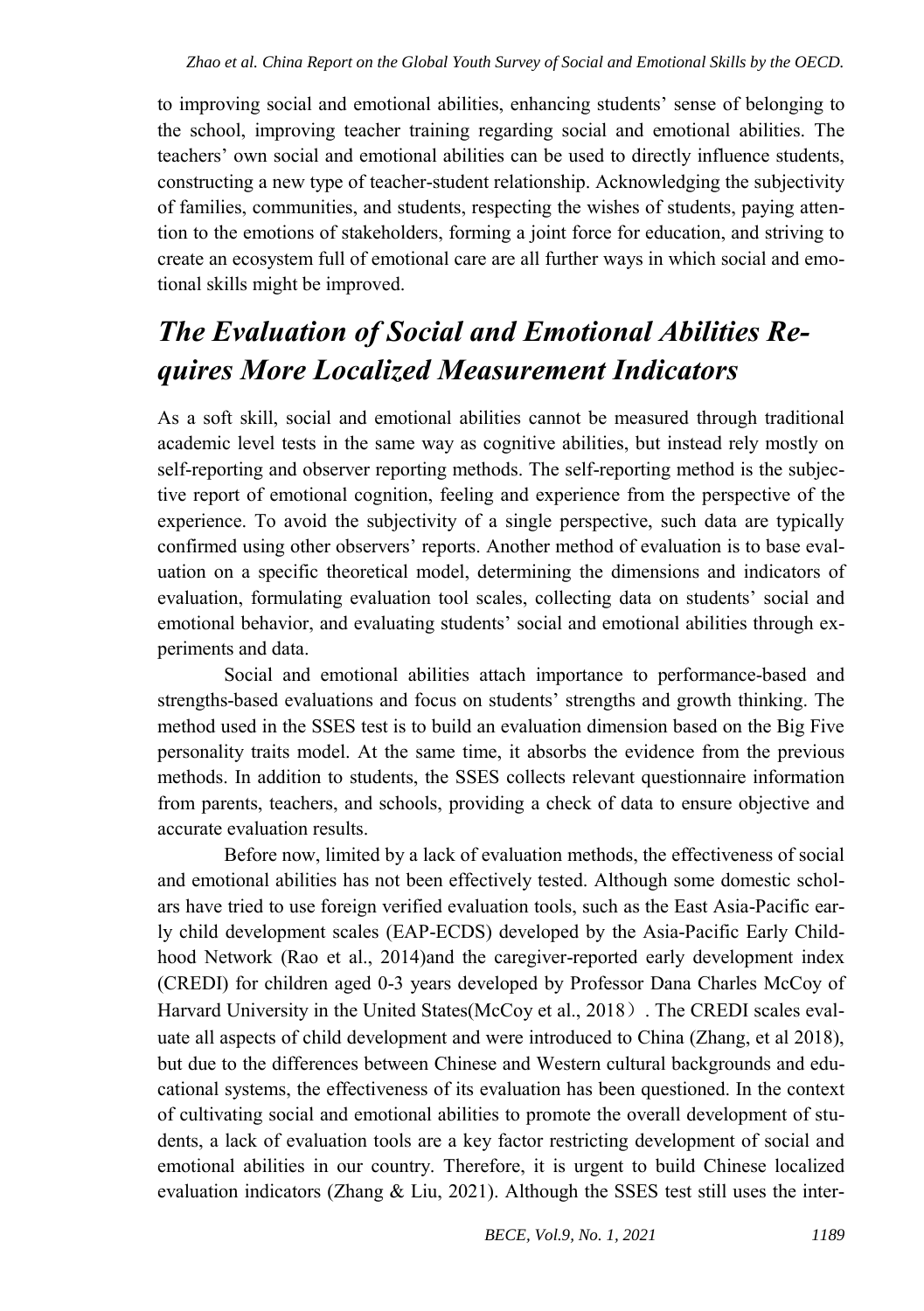to improving social and emotional abilities, enhancing students' sense of belonging to the school, improving teacher training regarding social and emotional abilities. The teachers' own social and emotional abilities can be used to directly influence students, constructing a new type of teacher-student relationship. Acknowledging the subjectivity of families, communities, and students, respecting the wishes of students, paying attention to the emotions of stakeholders, forming a joint force for education, and striving to create an ecosystem full of emotional care are all further ways in which social and emotional skills might be improved.

## *The Evaluation of Social and Emotional Abilities Requires More Localized Measurement Indicators*

As a soft skill, social and emotional abilities cannot be measured through traditional academic level tests in the same way as cognitive abilities, but instead rely mostly on self-reporting and observer reporting methods. The self-reporting method is the subjective report of emotional cognition, feeling and experience from the perspective of the experience. To avoid the subjectivity of a single perspective, such data are typically confirmed using other observers' reports. Another method of evaluation is to base evaluation on a specific theoretical model, determining the dimensions and indicators of evaluation, formulating evaluation tool scales, collecting data on students' social and emotional behavior, and evaluating students' social and emotional abilities through experiments and data.

Social and emotional abilities attach importance to performance-based and strengths-based evaluations and focus on students' strengths and growth thinking. The method used in the SSES test is to build an evaluation dimension based on the Big Five personality traits model. At the same time, it absorbs the evidence from the previous methods. In addition to students, the SSES collects relevant questionnaire information from parents, teachers, and schools, providing a check of data to ensure objective and accurate evaluation results.

Before now, limited by a lack of evaluation methods, the effectiveness of social and emotional abilities has not been effectively tested. Although some domestic scholars have tried to use foreign verified evaluation tools, such as the East Asia-Pacific early child development scales (EAP-ECDS) developed by the Asia-Pacific Early Childhood Network (Rao et al., 2014)and the caregiver-reported early development index (CREDI) for children aged 0-3 years developed by Professor Dana Charles McCoy of Harvard University in the United States(McCoy et al., 2018）. The CREDI scales evaluate all aspects of child development and were introduced to China (Zhang, et al 2018), but due to the differences between Chinese and Western cultural backgrounds and educational systems, the effectiveness of its evaluation has been questioned. In the context of cultivating social and emotional abilities to promote the overall development of students, a lack of evaluation tools are a key factor restricting development of social and emotional abilities in our country. Therefore, it is urgent to build Chinese localized evaluation indicators (Zhang & Liu, 2021). Although the SSES test still uses the inter-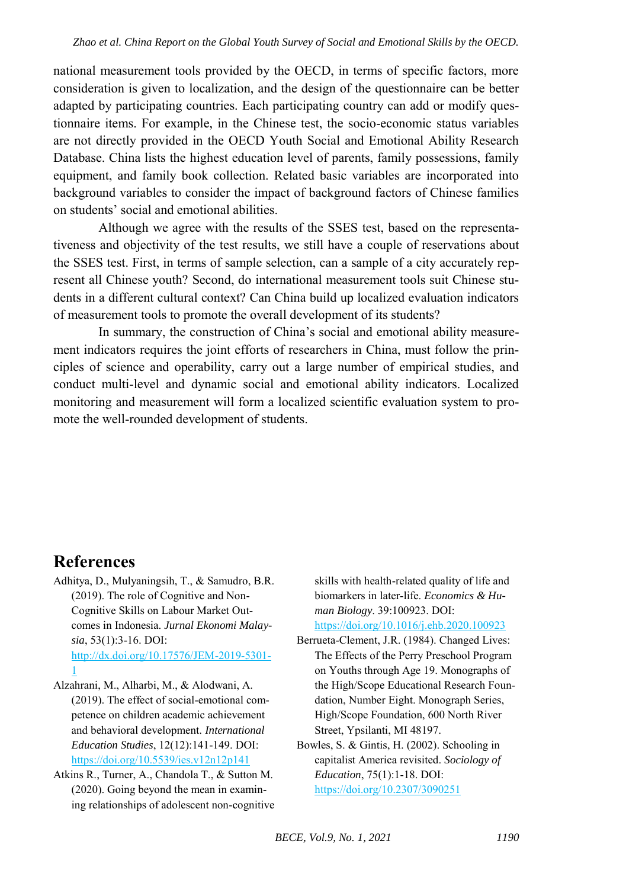national measurement tools provided by the OECD, in terms of specific factors, more consideration is given to localization, and the design of the questionnaire can be better adapted by participating countries. Each participating country can add or modify questionnaire items. For example, in the Chinese test, the socio-economic status variables are not directly provided in the OECD Youth Social and Emotional Ability Research Database. China lists the highest education level of parents, family possessions, family equipment, and family book collection. Related basic variables are incorporated into background variables to consider the impact of background factors of Chinese families on students' social and emotional abilities.

Although we agree with the results of the SSES test, based on the representativeness and objectivity of the test results, we still have a couple of reservations about the SSES test. First, in terms of sample selection, can a sample of a city accurately represent all Chinese youth? Second, do international measurement tools suit Chinese students in a different cultural context? Can China build up localized evaluation indicators of measurement tools to promote the overall development of its students?

In summary, the construction of China's social and emotional ability measurement indicators requires the joint efforts of researchers in China, must follow the principles of science and operability, carry out a large number of empirical studies, and conduct multi-level and dynamic social and emotional ability indicators. Localized monitoring and measurement will form a localized scientific evaluation system to promote the well-rounded development of students.

## References

Adhitya, D., Mulyaningsih, T., & Samudro, B.R. (2019). The role of Cognitive and Non-Cognitive Skills on Labour Market Outcomes in Indonesia. *Jurnal Ekonomi Malaysia*, 53(1):3-16. DOI: http://dx.doi.org/10.17576/JEM-2019-5301-1

Alzahrani, M., Alharbi, M., & Alodwani, A. (2019). The effect of social-emotional competence on children academic achievement and behavioral development. *International Education Studies*, 12(12):141-149. DOI: https://doi.org/10.5539/ies.v12n12p141

Atkins R., Turner, A., Chandola T., & Sutton M. (2020). Going beyond the mean in examining relationships of adolescent non-cognitive skills with health-related quality of life and biomarkers in later-life. *Economics & Human Biology*. 39:100923. DOI: https://doi.org/10.1016/j.ehb.2020.100923

Berrueta-Clement, J.R. (1984). Changed Lives: The Effects of the Perry Preschool Program on Youths through Age 19. Monographs of the High/Scope Educational Research Foundation, Number Eight. Monograph Series, High/Scope Foundation, 600 North River Street, Ypsilanti, MI 48197.

Bowles, S. & Gintis, H. (2002). Schooling in capitalist America revisited. *Sociology of Education*, 75(1):1-18. DOI: https://doi.org/10.2307/3090251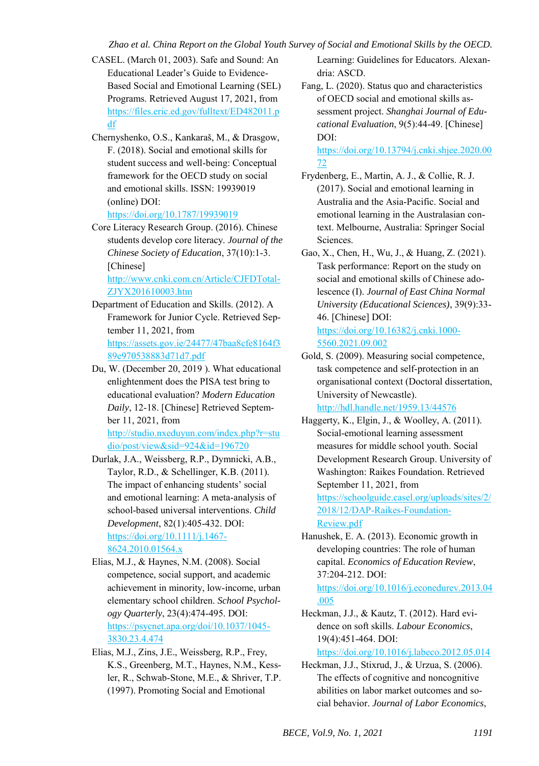CASEL. (March 01, 2003). Safe and Sound: An Educational Leader's Guide to Evidence-Based Social and Emotional Learning (SEL) Programs. Retrieved August 17, 2021, from https://files.eric.ed.gov/fulltext/ED482011.pdf

Chernyshenko, O.S., Kankaraš, M., & Drasgow, F. (2018). Social and emotional skills for student success and well-being: Conceptual framework for the OECD study on social and emotional skills. ISSN: 19939019 (online) DOI: https://doi.org/10.1787/19939019

Core Literacy Research Group. (2016). Chinese students develop core literacy. *Journal of the Chinese Society of Education*, 37(10):1-3. [Chinese] http://www.cnki.com.cn/Article/CJFDTotal-ZJYX201610003.htm

Department of Education and Skills. (2012). A Framework for Junior Cycle. Retrieved September 11, 2021, from https://assets.gov.ie/24477/47baa8cfe8164f389e970538883d71d7.pdf

Du, W. (December 20, 2019 ). What educational enlightenment does the PISA test bring to educational evaluation? *Modern Education Daily*, 12-18. [Chinese] Retrieved September 11, 2021, from http://studio.nxeduyun.com/index.php?r=studio/post/view&sid=924&id=196720

Durlak, J.A., Weissberg, R.P., Dymnicki, A.B., Taylor, R.D., & Schellinger, K.B. (2011). The impact of enhancing students' social and emotional learning: A meta-analysis of school-based universal interventions. *Child Development*, 82(1):405-432. DOI: https://doi.org/10.1111/j.1467-8624.2010.01564.x

Elias, M.J., & Haynes, N.M. (2008). Social competence, social support, and academic achievement in minority, low-income, urban elementary school children. *School Psychology Quarterly*, 23(4):474-495. DOI: https://psycnet.apa.org/doi/10.1037/1045-3830.23.4.474

Elias, M.J., Zins, J.E., Weissberg, R.P., Frey, K.S., Greenberg, M.T., Haynes, N.M., Kessler, R., Schwab-Stone, M.E., & Shriver, T.P. (1997). Promoting Social and Emotional Learning: Guidelines for Educators. Alexandria: ASCD.

Fang, L. (2020). Status quo and characteristics of OECD social and emotional skills assessment project. *Shanghai Journal of Educational Evaluation*, 9(5):44-49. [Chinese] DOI: https://doi.org/10.13794/j.cnki.shjee.2020.0072

Frydenberg, E., Martin, A. J., & Collie, R. J. (2017). Social and emotional learning in Australia and the Asia-Pacific. Social and emotional learning in the Australasian context. Melbourne, Australia: Springer Social Sciences.

Gao, X., Chen, H., Wu, J., & Huang, Z. (2021). Task performance: Report on the study on social and emotional skills of Chinese adolescence (I). *Journal of East China Normal University (Educational Sciences)*, 39(9):33-46. [Chinese] DOI: https://doi.org/10.16382/j.cnki.1000-5560.2021.09.002

Gold, S. (2009). Measuring social competence, task competence and self-protection in an organisational context (Doctoral dissertation, University of Newcastle). http://hdl.handle.net/1959.13/44576

Haggerty, K., Elgin, J., & Woolley, A. (2011). Social-emotional learning assessment measures for middle school youth. Social Development Research Group. University of Washington: Raikes Foundation. Retrieved September 11, 2021, from https://schoolguide.casel.org/uploads/sites/2/2018/12/DAP-Raikes-Foundation-Review.pdf

Hanushek, E. A. (2013). Economic growth in developing countries: The role of human capital. *Economics of Education Review*, 37:204-212. DOI: https://doi.org/10.1016/j.econedurev.2013.04.005

Heckman, J.J., & Kautz, T. (2012). Hard evidence on soft skills. *Labour Economics*, 19(4):451-464. DOI: https://doi.org/10.1016/j.labeco.2012.05.014

Heckman, J.J., Stixrud, J., & Urzua, S. (2006). The effects of cognitive and noncognitive abilities on labor market outcomes and social behavior. *Journal of Labor Economics*,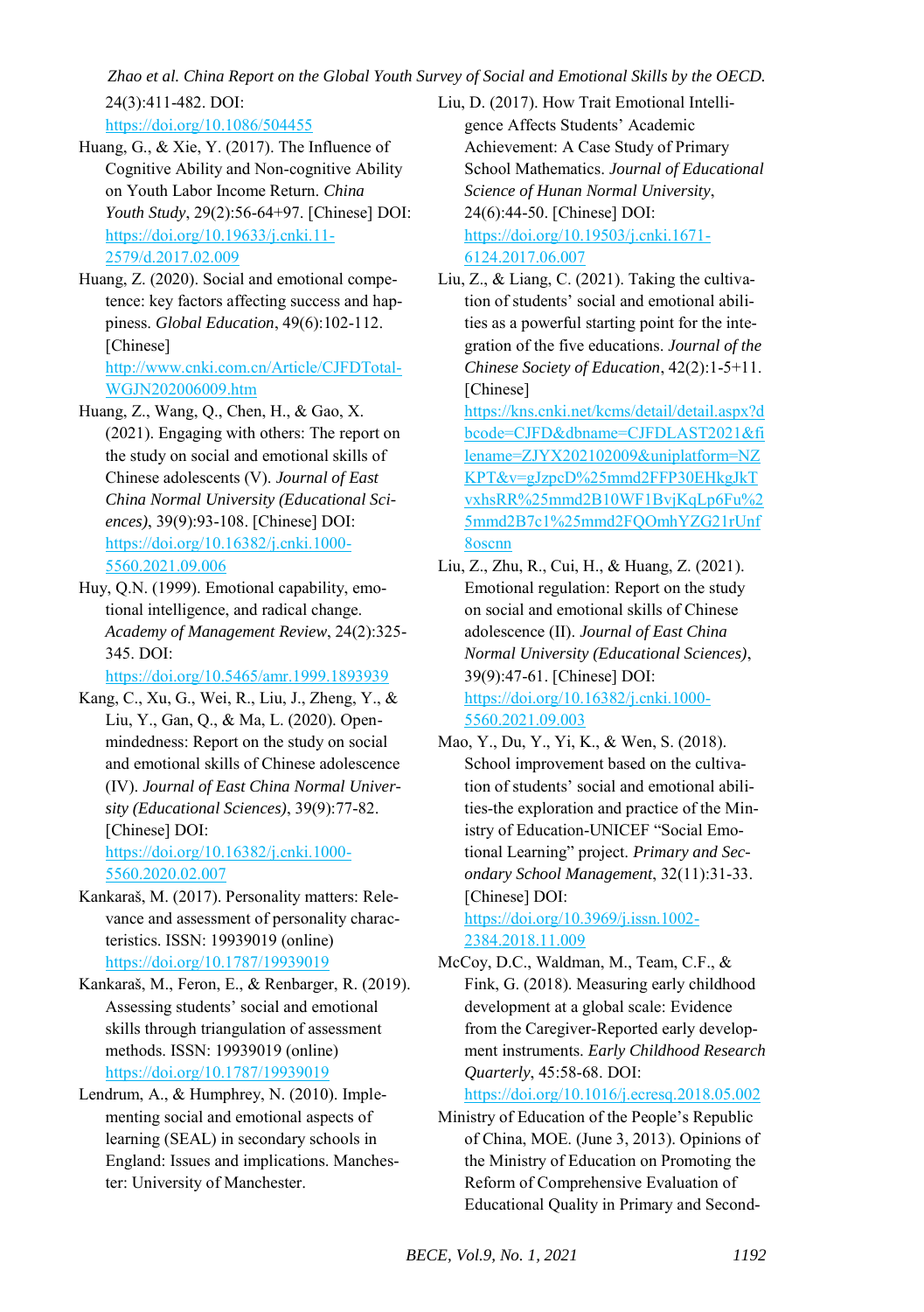24(3):411-482. DOI: https://doi.org/10.1086/504455

Huang, G., & Xie, Y. (2017). The Influence of Cognitive Ability and Non-cognitive Ability on Youth Labor Income Return. *China Youth Study*, 29(2):56-64+97. [Chinese] DOI: https://doi.org/10.19633/j.cnki.11-2579/d.2017.02.009

Huang, Z. (2020). Social and emotional competence: key factors affecting success and happiness. *Global Education*, 49(6):102-112. [Chinese] http://www.cnki.com.cn/Article/CJFDTotal-WGJN202006009.htm

Huang, Z., Wang, Q., Chen, H., & Gao, X. (2021). Engaging with others: The report on the study on social and emotional skills of Chinese adolescents (V). *Journal of East China Normal University (Educational Sciences)*, 39(9):93-108. [Chinese] DOI: https://doi.org/10.16382/j.cnki.1000-5560.2021.09.006

Huy, Q.N. (1999). Emotional capability, emotional intelligence, and radical change. *Academy of Management Review*, 24(2):325-345. DOI: https://doi.org/10.5465/amr.1999.1893939

Kang, C., Xu, G., Wei, R., Liu, J., Zheng, Y., & Liu, Y., Gan, Q., & Ma, L. (2020). Open-mindedness: Report on the study on social and emotional skills of Chinese adolescence (IV). *Journal of East China Normal University (Educational Sciences)*, 39(9):77-82. [Chinese] DOI: https://doi.org/10.16382/j.cnki.1000-5560.2020.02.007

Kankaraš, M. (2017). Personality matters: Relevance and assessment of personality characteristics. ISSN: 19939019 (online) https://doi.org/10.1787/19939019

Kankaraš, M., Feron, E., & Renbarger, R. (2019). Assessing students' social and emotional skills through triangulation of assessment methods. ISSN: 19939019 (online) https://doi.org/10.1787/19939019

Lendrum, A., & Humphrey, N. (2010). Implementing social and emotional aspects of learning (SEAL) in secondary schools in England: Issues and implications. Manchester: University of Manchester.

Liu, D. (2017). How Trait Emotional Intelligence Affects Students' Academic Achievement: A Case Study of Primary School Mathematics. *Journal of Educational Science of Hunan Normal University*, 24(6):44-50. [Chinese] DOI: https://doi.org/10.19503/j.cnki.1671-6124.2017.06.007

Liu, Z., & Liang, C. (2021). Taking the cultivation of students' social and emotional abilities as a powerful starting point for the integration of the five educations. *Journal of the Chinese Society of Education*, 42(2):1-5+11. [Chinese] https://kns.cnki.net/kcms/detail/detail.aspx?dbcode=CJFD&dbname=CJFDLAST2021&filename=ZJYX202102009&uniplatform=NZKPT&v=gJzpcD%25mmd2FFP30EHkgJkTvxhsRR%25mmd2B10WF1BvjKqLp6Fu%25mmd2B7c1%25mmd2FQOmhYZG21rUnf8oscnn

Liu, Z., Zhu, R., Cui, H., & Huang, Z. (2021). Emotional regulation: Report on the study on social and emotional skills of Chinese adolescence (II). *Journal of East China Normal University (Educational Sciences)*, 39(9):47-61. [Chinese] DOI: https://doi.org/10.16382/j.cnki.1000-5560.2021.09.003

Mao, Y., Du, Y., Yi, K., & Wen, S. (2018). School improvement based on the cultivation of students' social and emotional abilities-the exploration and practice of the Ministry of Education-UNICEF "Social Emotional Learning" project. *Primary and Secondary School Management*, 32(11):31-33. [Chinese] DOI: https://doi.org/10.3969/j.issn.1002-2384.2018.11.009

McCoy, D.C., Waldman, M., Team, C.F., & Fink, G. (2018). Measuring early childhood development at a global scale: Evidence from the Caregiver-Reported early development instruments. *Early Childhood Research Quarterly*, 45:58-68. DOI: https://doi.org/10.1016/j.ecresq.2018.05.002

Ministry of Education of the People's Republic of China, MOE. (June 3, 2013). Opinions of the Ministry of Education on Promoting the Reform of Comprehensive Evaluation of Educational Quality in Primary and Second-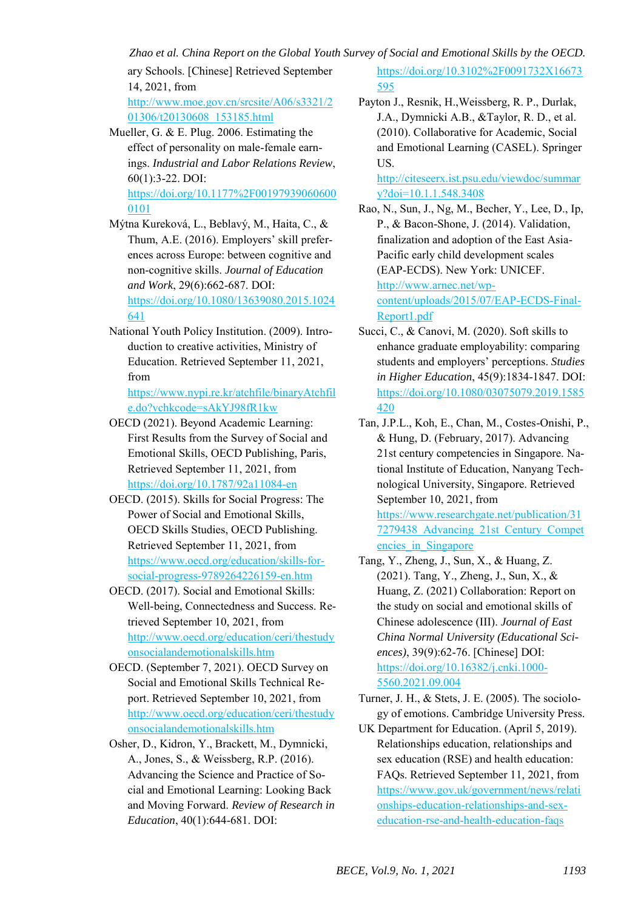ary Schools. [Chinese] Retrieved September 14, 2021, from http://www.moe.gov.cn/srcsite/A06/s3321/201306/t20130608_153185.html

Mueller, G. & E. Plug. 2006. Estimating the effect of personality on male-female earnings. *Industrial and Labor Relations Review*, 60(1):3-22. DOI: https://doi.org/10.1177%2F001979390606000101

Mýtna Kureková, L., Beblavý, M., Haita, C., & Thum, A.E. (2016). Employers' skill preferences across Europe: between cognitive and non-cognitive skills. *Journal of Education and Work*, 29(6):662-687. DOI: https://doi.org/10.1080/13639080.2015.1024641

National Youth Policy Institution. (2009). Introduction to creative activities, Ministry of Education. Retrieved September 11, 2021, from https://www.nypi.re.kr/atchfile/binaryAtchfile.do?vchkcode=sAkYJ98fR1kw

OECD (2021). Beyond Academic Learning: First Results from the Survey of Social and Emotional Skills, OECD Publishing, Paris, Retrieved September 11, 2021, from https://doi.org/10.1787/92a11084-en

OECD. (2015). Skills for Social Progress: The Power of Social and Emotional Skills, OECD Skills Studies, OECD Publishing. Retrieved September 11, 2021, from https://www.oecd.org/education/skills-for-social-progress-9789264226159-en.htm

OECD. (2017). Social and Emotional Skills: Well-being, Connectedness and Success. Retrieved September 10, 2021, from http://www.oecd.org/education/ceri/thestudyonsocialandemotionalskills.htm

OECD. (September 7, 2021). OECD Survey on Social and Emotional Skills Technical Report. Retrieved September 10, 2021, from http://www.oecd.org/education/ceri/thestudyonsocialandemotionalskills.htm

Osher, D., Kidron, Y., Brackett, M., Dymnicki, A., Jones, S., & Weissberg, R.P. (2016). Advancing the Science and Practice of Social and Emotional Learning: Looking Back and Moving Forward. *Review of Research in Education*, 40(1):644-681. DOI: https://doi.org/10.3102%2F0091732X16673595

Payton J., Resnik, H.,Weissberg, R. P., Durlak, J.A., Dymnicki A.B., &Taylor, R. D., et al. (2010). Collaborative for Academic, Social and Emotional Learning (CASEL). Springer US. http://citeseerx.ist.psu.edu/viewdoc/summary?doi=10.1.1.548.3408

Rao, N., Sun, J., Ng, M., Becher, Y., Lee, D., Ip, P., & Bacon-Shone, J. (2014). Validation, finalization and adoption of the East Asia-Pacific early child development scales (EAP-ECDS). New York: UNICEF. http://www.arnec.net/wp-content/uploads/2015/07/EAP-ECDS-Final-Report1.pdf

Succi, C., & Canovi, M. (2020). Soft skills to enhance graduate employability: comparing students and employers' perceptions. *Studies in Higher Education*, 45(9):1834-1847. DOI: https://doi.org/10.1080/03075079.2019.1585420

Tan, J.P.L., Koh, E., Chan, M., Costes-Onishi, P., & Hung, D. (February, 2017). Advancing 21st century competencies in Singapore. National Institute of Education, Nanyang Technological University, Singapore. Retrieved September 10, 2021, from https://www.researchgate.net/publication/317279438_Advancing_21st_Century_Competencies_in_Singapore

Tang, Y., Zheng, J., Sun, X., & Huang, Z. (2021). Tang, Y., Zheng, J., Sun, X., & Huang, Z. (2021) Collaboration: Report on the study on social and emotional skills of Chinese adolescence (III). *Journal of East China Normal University (Educational Sciences)*, 39(9):62-76. [Chinese] DOI: https://doi.org/10.16382/j.cnki.1000-5560.2021.09.004

Turner, J. H., & Stets, J. E. (2005). The sociology of emotions. Cambridge University Press.

UK Department for Education. (April 5, 2019). Relationships education, relationships and sex education (RSE) and health education: FAQs. Retrieved September 11, 2021, from https://www.gov.uk/government/news/relationships-education-relationships-and-sex-education-rse-and-health-education-faqs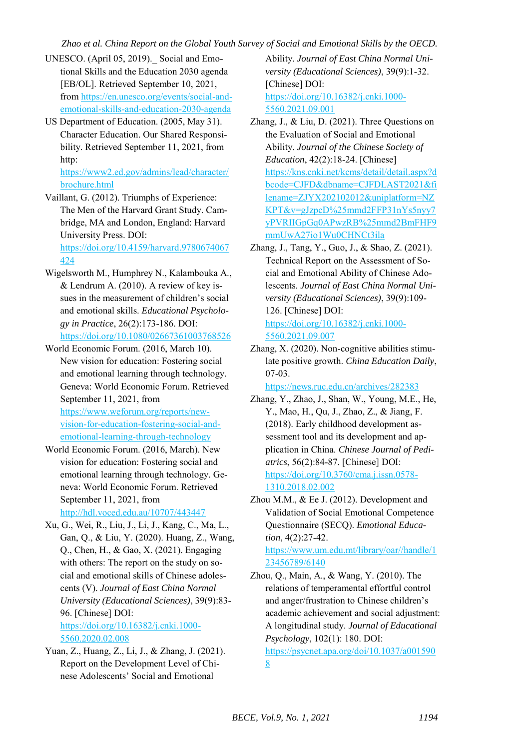UNESCO. (April 05, 2019)._ Social and Emotional Skills and the Education 2030 agenda [EB/OL]. Retrieved September 10, 2021, from https://en.unesco.org/events/social-and-emotional-skills-and-education-2030-agenda

US Department of Education. (2005, May 31). Character Education. Our Shared Responsibility. Retrieved September 11, 2021, from http: https://www2.ed.gov/admins/lead/character/brochure.html

Vaillant, G. (2012). Triumphs of Experience: The Men of the Harvard Grant Study. Cambridge, MA and London, England: Harvard University Press. DOI: https://doi.org/10.4159/harvard.9780674067424

Wigelsworth M., Humphrey N., Kalambouka A., & Lendrum A. (2010). A review of key issues in the measurement of children's social and emotional skills. *Educational Psychology in Practice*, 26(2):173-186. DOI: https://doi.org/10.1080/02667361003768526

World Economic Forum. (2016, March 10). New vision for education: Fostering social and emotional learning through technology. Geneva: World Economic Forum. Retrieved September 11, 2021, from https://www.weforum.org/reports/new-vision-for-education-fostering-social-and-emotional-learning-through-technology

World Economic Forum. (2016, March). New vision for education: Fostering social and emotional learning through technology. Geneva: World Economic Forum. Retrieved September 11, 2021, from http://hdl.voced.edu.au/10707/443447

Xu, G., Wei, R., Liu, J., Li, J., Kang, C., Ma, L., Gan, Q., & Liu, Y. (2020). Huang, Z., Wang, Q., Chen, H., & Gao, X. (2021). Engaging with others: The report on the study on social and emotional skills of Chinese adolescents (V). *Journal of East China Normal University (Educational Sciences)*, 39(9):83-96. [Chinese] DOI: https://doi.org/10.16382/j.cnki.1000-5560.2020.02.008

Yuan, Z., Huang, Z., Li, J., & Zhang, J. (2021). Report on the Development Level of Chinese Adolescents' Social and Emotional Ability. *Journal of East China Normal University (Educational Sciences)*, 39(9):1-32. [Chinese] DOI: https://doi.org/10.16382/j.cnki.1000-5560.2021.09.001

Zhang, J., & Liu, D. (2021). Three Questions on the Evaluation of Social and Emotional Ability. *Journal of the Chinese Society of Education*, 42(2):18-24. [Chinese] https://kns.cnki.net/kcms/detail/detail.aspx?dbcode=CJFD&dbname=CJFDLAST2021&filename=ZJYX202102012&uniplatform=NZKPT&v=gJzpcD%25mmd2FFP31nYs5nyy7yPVRIIGpGq0APwzRB%25mmd2BmFHF9mmUwA27io1Wu0CHNCt3ila

Zhang, J., Tang, Y., Guo, J., & Shao, Z. (2021). Technical Report on the Assessment of Social and Emotional Ability of Chinese Adolescents. *Journal of East China Normal University (Educational Sciences)*, 39(9):109-126. [Chinese] DOI: https://doi.org/10.16382/j.cnki.1000-5560.2021.09.007

Zhang, X. (2020). Non-cognitive abilities stimulate positive growth. *China Education Daily*, 07-03. https://news.ruc.edu.cn/archives/282383

Zhang, Y., Zhao, J., Shan, W., Young, M.E., He, Y., Mao, H., Qu, J., Zhao, Z., & Jiang, F. (2018). Early childhood development assessment tool and its development and application in China. *Chinese Journal of Pediatrics*, 56(2):84-87. [Chinese] DOI: https://doi.org/10.3760/cma.j.issn.0578-1310.2018.02.002

Zhou M.M., & Ee J. (2012). Development and Validation of Social Emotional Competence Questionnaire (SECQ). *Emotional Education*, 4(2):27-42. https://www.um.edu.mt/library/oar//handle/123456789/6140

Zhou, Q., Main, A., & Wang, Y. (2010). The relations of temperamental effortful control and anger/frustration to Chinese children's academic achievement and social adjustment: A longitudinal study. *Journal of Educational Psychology*, 102(1): 180. DOI: https://psycnet.apa.org/doi/10.1037/a0015908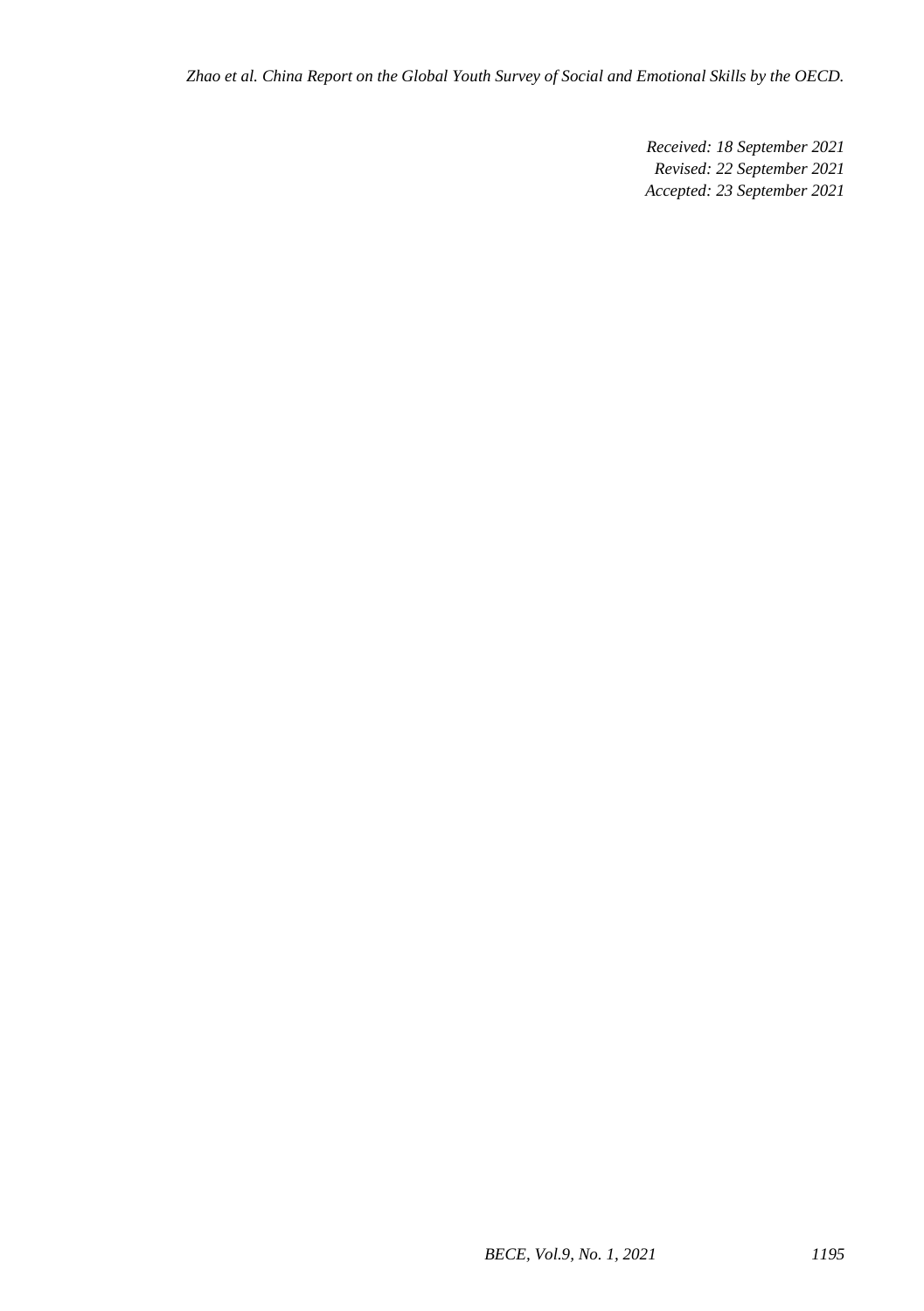*Received: 18 September 2021*
*Revised: 22 September 2021*
*Accepted: 23 September 2021*